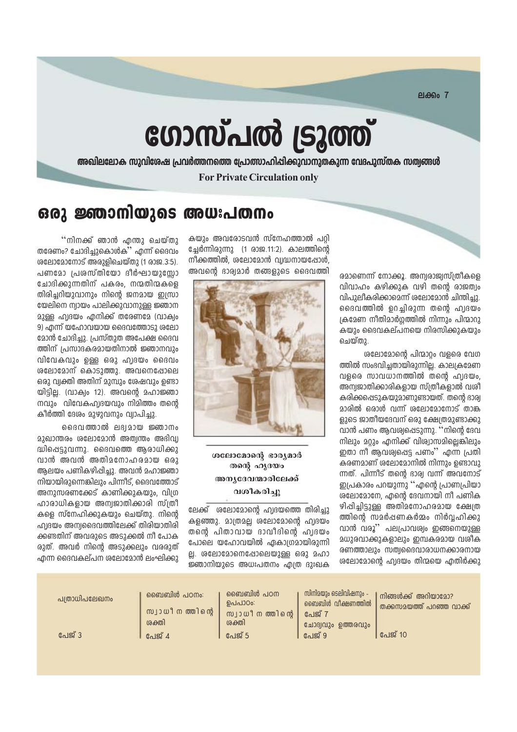ലക്കം 7

# ഗോസ്പൽ ട്രൂത്ത്

**അഖിലലോക സുവിശേഷ പ്രവർത്തനത്തെ പ്രോത്സാഹിപ്പിക്കുവാനുതകുന്ന വേദപുസ്തക സത്യങ്ങൾ**

**For Private Circulation only**

## ഒരു ജ്ഞാനിയുടെ അധഃപതനം

''നിനക്ക് ഞാൻ എന്തു ചെയ്തു തരേണം? ചോദിച്ചുകൊൾക'' എന്ന് ദൈവം ശലോമോനോട് അരുളിച്ചെയ്തു (1 രാജ.3:5). പണമോ പ്രശസ്തിയോ ദീർഘായുസ്സോ ചോദിക്കുന്നതിന് പകരം, നന്മതിന്മകളെ തിരിച്ചറിയുവാനും നിന്റെ ജനമായ ഇസ്രായേലിനെ ന്യായം പാലിക്കുവാനുള്ള ജ്ഞാനമുള്ള ഹൃദയം എനിക്ക് തരേണമേ (വാക്യം 9) എന്ന് യഹോവയായ ദൈവത്തോടു ശലോമോൻ ചോദിച്ചു. പ്രസ്തുത അപേക്ഷ ദൈവത്തിന് പ്രസാദകരമായതിനാൽ ജ്ഞാനവും വിവേകവും ഉള്ള ഒരു ഹൃദയം ദൈവം ശലോമോന് കൊടുത്തു. അവനെപ്പോലെ ഒരു വ്യക്തി അതിന് മുമ്പും ശേഷവും ഉണ്ടായിട്ടില്ല. (വാക്യം 12). അവന്റെ മഹാജ്ഞാനവും വിവേകഹൃദയവും നിമിത്തം തന്റെ കീർത്തി ദേശം മുഴുവനും വ്യാപിച്ചു.

ദൈവത്താൽ ലഭ്യമായ ജ്ഞാനം മുഖാന്തരം ശലോമോൻ അത്യന്തം അഭിവൃദ്ധിപ്പെട്ടുവന്നു. ദൈവത്തെ ആരാധിക്കുവാൻ അവൻ അതിമനോഹരമായ ഒരു ആലയം പണികഴിപ്പിച്ചു. അവൻ മഹാജ്ഞാനിയായിരുന്നെങ്കിലും പിന്നീട്, ദൈവത്തോട് അനുസരണക്കേട് കാണിക്കുകയും, വിഗ്രഹാരാധികളായ അന്യജാതിക്കാരി സ്ത്രീകളെ സ്നേഹിക്കുകയും ചെയ്തു. നിന്റെ ഹൃദയം അന്യദൈവത്തിലേക്ക് തിരിയാതിരിക്കേണ്ടതിന് അവരുടെ അടുക്കൽ നീ പോകരുത്. അവർ നിന്റെ അടുക്കലും വരരുത് എന്ന ദൈവകല്പന ശലോമോൻ ലംഘിക്കുകയും അവരോടവൻ സ്നേഹത്താൽ പറ്റിച്ചേർന്നിരുന്നു (1 രാജ.11:2). കാലത്തിന്റെ നീക്കത്തിൽ, ശലോമോൻ വൃദ്ധനായപ്പോൾ, അവന്റെ ഭാര്യമാർ തങ്ങളുടെ ദൈവത്തിലേക്ക് ശലോമോന്റെ ഹൃദയത്തെ തിരിച്ചുകളഞ്ഞു. മാത്രമല്ല ശലോമോന്റെ ഹൃദയം തന്റെ പിതാവായ ദാവീദിന്റെ ഹൃദയം പോലെ യഹോവയിൽ ഏകാഗ്രമായിരുന്നില്ല. ശലോമോനെപ്പോലെയുള്ള ഒരു മഹാജ്ഞാനിയുടെ അധഃപതനം എത്ര ദുഃഖകരമാണെന്ന് നോക്കൂ. അന്യരാജ്യസ്ത്രീകളെ വിവാഹം കഴിക്കുക വഴി തന്റെ രാജത്വം വിപുലീകരിക്കാമെന്ന് ശലോമോൻ ചിന്തിച്ചു. ദൈവത്തിൽ ഉറച്ചിരുന്ന തന്റെ ഹൃദയം ക്രമേണ നീതിമാർഗ്ഗത്തിൽ നിന്നും പിന്മാറുകയും ദൈവകല്പനയെ നിരസിക്കുകയും ചെയ്തു.

*ശലോമോന്റെ ഭാര്യമാർ തന്റെ ഹൃദയം അന്യദേവന്മാരിലേക്ക് വശീകരിച്ചു*

ശലോമോന്റെ പിന്മാറ്റം വളരെ വേഗത്തിൽ സംഭവിച്ചതായിരുന്നില്ല. കാലക്രമേണ വളരെ സാവധാനത്തിൽ തന്റെ ഹൃദയം, അന്യജാതിക്കാരികളായ സ്ത്രീകളാൽ വശീകരിക്കപ്പെടുകയുമാണുണ്ടായത്. തന്റെ ഭാര്യമാരിൽ ഒരാൾ വന്ന് ശലോമോനോട് താങ്കളുടെ ജാതീയദേവന് ഒരു ക്ഷേത്രമുണ്ടാക്കുവാൻ പണം ആവശ്യപ്പെടുന്നു. ''നിന്റെ ദേവനിലും മറ്റും എനിക്ക് വിശ്വാസമില്ലെങ്കിലും ഇതാ നീ ആവശ്യപ്പെട്ട പണം'' എന്ന പ്രതികരണമാണ് ശലോമോനിൽ നിന്നും ഉണ്ടാവുന്നത്. പിന്നീട് തന്റെ ഭാര്യ വന്ന് അവനോട് ഇപ്രകാരം പറയുന്നു ''എന്റെ പ്രാണപ്രിയാ ശലോമോനേ, എന്റെ ദേവനായി നീ പണികഴിപ്പിച്ചിട്ടുള്ള അതിമനോഹരമായ ക്ഷേത്രത്തിന്റെ സമർപ്പണകർമ്മം നിർവ്വഹിക്കുവാൻ വരൂ'' പലപ്രാവശ്യം ഇങ്ങനെയുള്ള മധുരവാക്കുകളാലും ഇമ്പകരമായ വശീകരണത്താലും സത്യദൈവാരാധനക്കാരനായ ശലോമോന്റെ ഹൃദയം തിന്മയെ എതിർക്കു

| പത്രാധിപലേഖനം | ബൈബിൾ പഠനം: സ്വാധീനത്തിന്റെ ശക്തി | ബൈബിൾ പഠന ഉപപാഠം: സ്വാധീനത്തിന്റെ ശക്തി | സിനിമയും ടെലിവിഷനും - ബൈബിൾ വീക്ഷണത്തിൽ പേജ് 7 ചോദ്യവും ഉത്തരവും | നിങ്ങൾക്ക് അറിയാമോ? തക്കസമയത്ത് പറഞ്ഞ വാക്ക് |
|---|---|---|---|---|
| പേജ് 3 | പേജ് 4 | പേജ് 5 | പേജ് 9 | പേജ് 10 |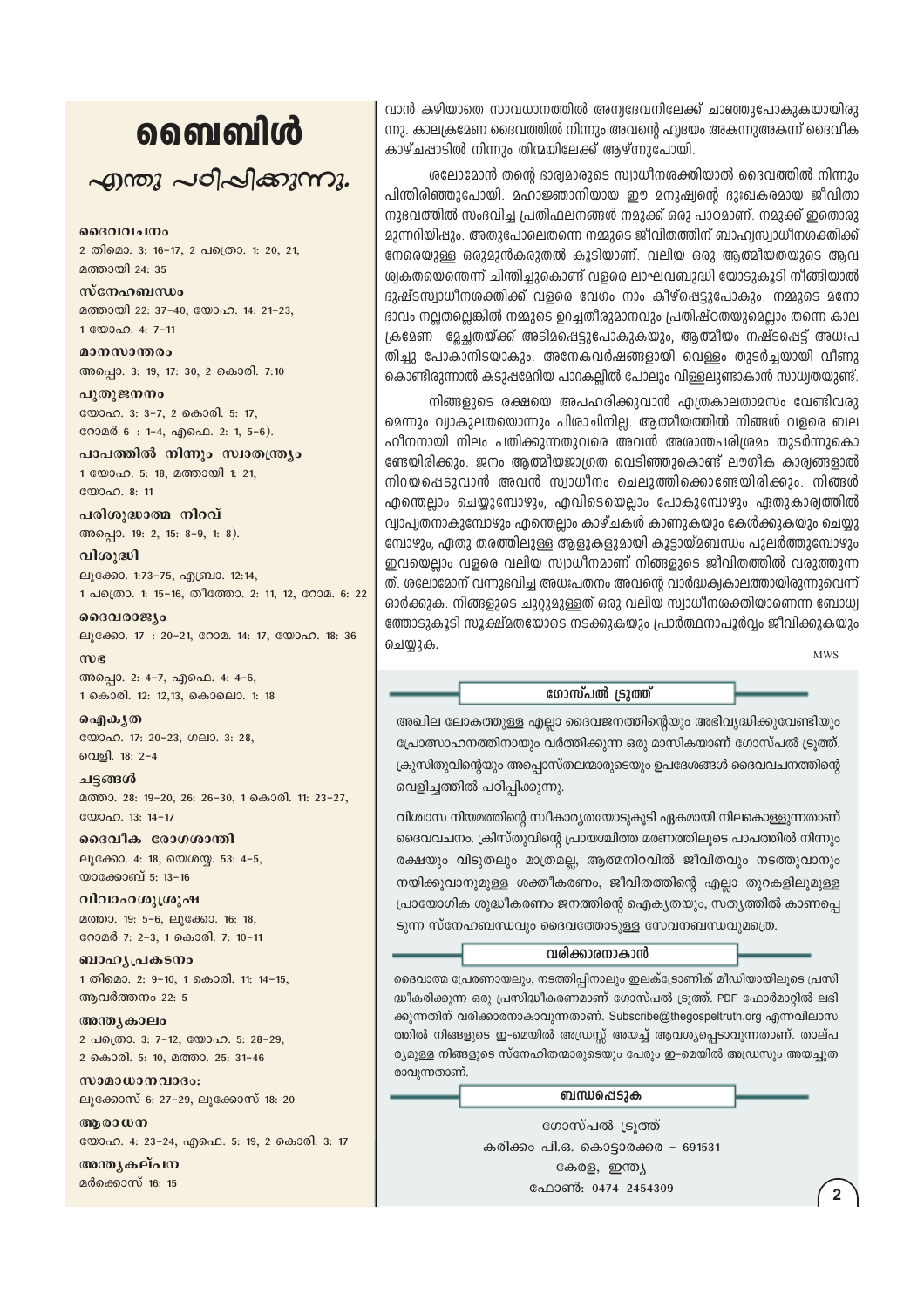# ബൈബിൾ

## എന്തു പഠിപ്പിക്കുന്നു.

**ദൈവവചനം**
2 തിമൊ. 3: 16-17, 2 പത്രൊ. 1: 20, 21, മത്തായി 24: 35

**സ്നേഹബന്ധം**
മത്തായി 22: 37-40, യോഹ. 14: 21-23, 1 യോഹ. 4: 7-11

**മാനസാന്തരം**
അപ്പൊ. 3: 19, 17: 30, 2 കൊരി. 7:10

**പുതുജനനം**
യോഹ. 3: 3-7, 2 കൊരി. 5: 17, റോമർ 6 : 1-4, എഫെ. 2: 1, 5-6).

**പാപത്തിൽ നിന്നും സ്വാതന്ത്ര്യം**
1 യോഹ. 5: 18, മത്തായി 1: 21, യോഹ. 8: 11

**പരിശുദ്ധാത്മ നിറവ്**
അപ്പൊ. 19: 2, 15: 8-9, 1: 8).

**വിശുദ്ധി**
ലൂക്കോ. 1:73-75, എബ്രാ. 12:14, 1 പത്രൊ. 1: 15-16, തീത്തോ. 2: 11, 12, റോമ. 6: 22

**ദൈവരാജ്യം**
ലൂക്കോ. 17 : 20-21, റോമ. 14: 17, യോഹ. 18: 36

**സഭ**
അപ്പൊ. 2: 4-7, എഫെ. 4: 4-6, 1 കൊരി. 12: 12,13, കൊലൊ. 1: 18

**ഐക്യത**
യോഹ. 17: 20-23, ഗലാ. 3: 28, വെളി. 18: 2-4

**ചട്ടങ്ങൾ**
മത്താ. 28: 19-20, 26: 26-30, 1 കൊരി. 11: 23-27, യോഹ. 13: 14-17

**ദൈവീക രോഗശാന്തി**
ലൂക്കോ. 4: 18, യെശയ്യ. 53: 4-5, യാക്കോബ് 5: 13-16

**വിവാഹശുശ്രൂഷ**
മത്താ. 19: 5-6, ലൂക്കോ. 16: 18, റോമർ 7: 2-3, 1 കൊരി. 7: 10-11

**ബാഹ്യപ്രകടനം**
1 തിമൊ. 2: 9-10, 1 കൊരി. 11: 14-15, ആവർത്തനം 22: 5

**അന്ത്യകാലം**
2 പത്രൊ. 3: 7-12, യോഹ. 5: 28-29, 2 കൊരി. 5: 10, മത്താ. 25: 31-46

**സാമാധാനവാദം:**
ലൂക്കോസ് 6: 27-29, ലൂക്കോസ് 18: 20

**ആരാധന**
യോഹ. 4: 23-24, എഫെ. 5: 19, 2 കൊരി. 3: 17

**അന്ത്യകല്പന**
മർക്കോസ് 16: 15

വാൻ കഴിയാതെ സാവധാനത്തിൽ അന്യദേവനിലേക്ക് ചാഞ്ഞുപോകുകയായിരുന്നു. കാലക്രമേണ ദൈവത്തിൽ നിന്നും അവന്റെ ഹൃദയം അകന്നുഅകന്ന് ദൈവീക കാഴ്ചപ്പാടിൽ നിന്നും തിന്മയിലേക്ക് ആഴ്ന്നുപോയി.

ശലോമോൻ തന്റെ ഭാര്യമാരുടെ സ്വാധീനശക്തിയാൽ ദൈവത്തിൽ നിന്നും പിന്തിരിഞ്ഞുപോയി. മഹാജ്ഞാനിയായ ഈ മനുഷ്യന്റെ ദുഃഖകരമായ ജീവിതാനുഭവത്തിൽ സംഭവിച്ച പ്രതിഫലനങ്ങൾ നമുക്ക് ഒരു പാഠമാണ്. നമുക്ക് ഇതൊരു മുന്നറിയിപ്പും. അതുപോലെതന്നെ നമ്മുടെ ജീവിതത്തിന് ബാഹ്യസ്വാധീനശക്തിക്ക് നേരെയുള്ള ഒരുമുൻകരുതൽ കൂടിയാണ്. വലിയ ഒരു ആത്മീയതയുടെ ആവശ്യകതയെന്തെന്ന് ചിന്തിച്ചുകൊണ്ട് വളരെ ലാഘവബുദ്ധി യോടുകൂടി നീങ്ങിയാൽ ദുഷ്ടസ്വാധീനശക്തിക്ക് വളരെ വേഗം നാം കീഴ്പ്പെട്ടുപോകും. നമ്മുടെ മനോഭാവം നല്ലതല്ലെങ്കിൽ നമ്മുടെ ഉറച്ചതീരുമാനവും പ്രതിഷ്ഠതയുമെല്ലാം തന്നെ കാലക്രമേണ മ്ലേച്ഛതയ്ക്ക് അടിമപ്പെട്ടുപോകുകയും, ആത്മീയം നഷ്ടപ്പെട്ട് അധഃപതിച്ചു പോകാനിടയാകും. അനേകവർഷങ്ങളായി വെള്ളം തുടർച്ചയായി വീണുകൊണ്ടിരുന്നാൽ കടുപ്പമേറിയ പാറകല്ലിൽ പോലും വിള്ളലുണ്ടാകാൻ സാധ്യതയുണ്ട്.

നിങ്ങളുടെ രക്ഷയെ അപഹരിക്കുവാൻ എത്രകാലതാമസം വേണ്ടിവരുമെന്നും വ്യാകുലതയൊന്നും പിശാചിനില്ല. ആത്മീയത്തിൽ നിങ്ങൾ വളരെ ബലഹീനനായി നിലം പതിക്കുന്നതുവരെ അവൻ അശാന്തപരിശ്രമം തുടർന്നുകൊണ്ടേയിരിക്കും. ജനം ആത്മീയജാഗ്രത വെടിഞ്ഞുകൊണ്ട് ലൗഗീക കാര്യങ്ങളാൽ നിറയപ്പെടുവാൻ അവൻ സ്വാധീനം ചെലുത്തിക്കൊണ്ടേയിരിക്കും. നിങ്ങൾ എന്തെല്ലാം ചെയ്യുമ്പോഴും, എവിടെയെല്ലാം പോകുമ്പോഴും ഏതുകാര്യത്തിൽ വ്യാപൃതനാകുമ്പോഴും എന്തെല്ലാം കാഴ്ചകൾ കാണുകയും കേൾക്കുകയും ചെയ്യുമ്പോഴും, ഏതു തരത്തിലുള്ള ആളുകളുമായി കൂട്ടായ്മബന്ധം പുലർത്തുമ്പോഴും ഇവയെല്ലാം വളരെ വലിയ സ്വാധീനമാണ് നിങ്ങളുടെ ജീവിതത്തിൽ വരുത്തുന്നത്. ശലോമോന് വന്നുഭവിച്ച അധഃപതനം അവന്റെ വാർദ്ധക്യകാലത്തായിരുന്നുവെന്ന് ഓർക്കുക. നിങ്ങളുടെ ചുറ്റുമുള്ളത് ഒരു വലിയ സ്വാധീനശക്തിയാണെന്ന ബോധ്യത്തോടുകൂടി സൂക്ഷ്മതയോടെ നടക്കുകയും പ്രാർത്ഥനാപൂർവ്വം ജീവിക്കുകയും ചെയ്യുക.

MWS

### ഗോസ്പൽ ട്രൂത്ത്

അഖില ലോകത്തുള്ള എല്ലാ ദൈവജനത്തിന്റെയും അഭിവൃദ്ധിക്കുവേണ്ടിയും പ്രോത്സാഹനത്തിനായും വർത്തിക്കുന്ന ഒരു മാസികയാണ് ഗോസ്പൽ ട്രൂത്ത്. ക്രൂസിതുവിന്റെയും അപ്പൊസ്തലന്മാരുടെയും ഉപദേശങ്ങൾ ദൈവവചനത്തിന്റെ വെളിച്ചത്തിൽ പഠിപ്പിക്കുന്നു.

വിശ്വാസ നിയമത്തിന്റെ സ്വീകാര്യതയോടുകൂടി ഏകമായി നിലകൊള്ളുന്നതാണ് ദൈവവചനം. ക്രിസ്തുവിന്റെ പ്രായശ്ചിത്ത മരണത്തിലൂടെ പാപത്തിൽ നിന്നും രക്ഷയും വിടുതലും മാത്രമല്ല, ആത്മനിറവിൽ ജീവിതവും നടത്തുവാനും നയിക്കുവാനുമുള്ള ശക്തീകരണം, ജീവിതത്തിന്റെ എല്ലാ തുറകളിലുമുള്ള പ്രായോഗിക ശുദ്ധീകരണം ജനത്തിന്റെ ഐക്യതയും, സത്യത്തിൽ കാണപ്പെടുന്ന സ്നേഹബന്ധവും ദൈവത്തോടുള്ള സേവനബന്ധവുമത്രെ.

### വരിക്കാരനാകാൻ

ദൈവാത്മ പ്രേരണായലും, നടത്തിപ്പിനാലും ഇലക്ട്രോണിക് മീഡിയായിലൂടെ പ്രസിദ്ധീകരിക്കുന്ന ഒരു പ്രസിദ്ധീകരണമാണ് ഗോസ്പൽ ട്രൂത്ത്. PDF ഫോർമാറ്റിൽ ലഭിക്കുന്നതിന് വരിക്കാരനാകാവുന്നതാണ്. Subscribe@thegospeltruth.org എന്നവിലാസത്തിൽ നിങ്ങളുടെ ഇ-മെയിൽ അഡ്രസ്സ് അയച്ച് ആവശ്യപ്പെടാവുന്നതാണ്. താല്പര്യമുള്ള നിങ്ങളുടെ സ്നേഹിതന്മാരുടെയും പേരും ഇ-മെയിൽ അഡ്രസും അയച്ചുതരാവുന്നതാണ്.

### ബന്ധപ്പെടുക

ഗോസ്പൽ ട്രൂത്ത്
കരിക്കം പി.ഒ. കൊട്ടാരക്കര - 691531
കേരള, ഇന്ത്യ
ഫോൺ: 0474 2454309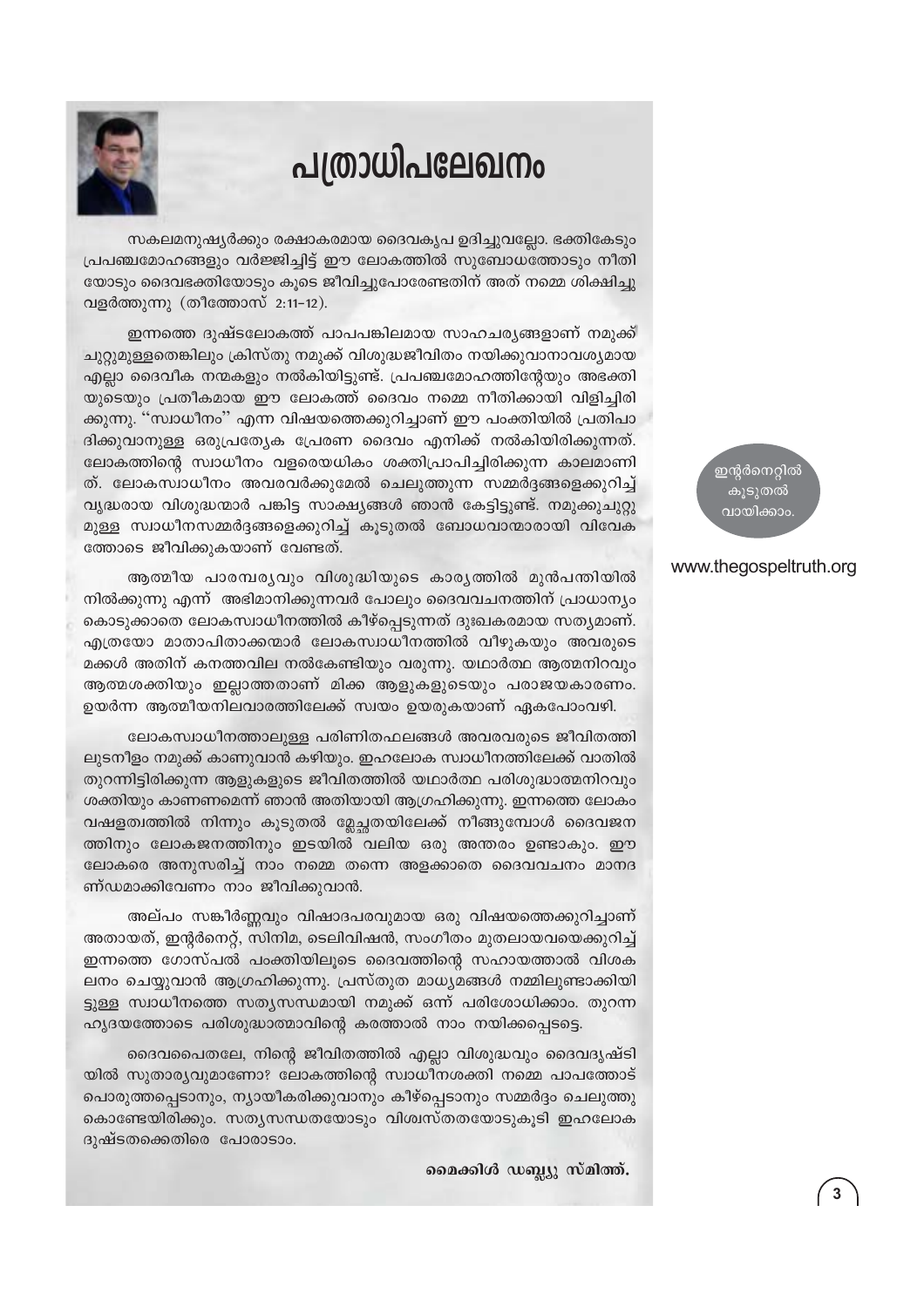# പത്രാധിപലേഖനം

സകലമനുഷ്യർക്കും രക്ഷാകരമായ ദൈവകൃപ ഉദിച്ചുവല്ലോ. ഭക്തികേടും പ്രപഞ്ചമോഹങ്ങളും വർജ്ജിച്ചിട്ട് ഈ ലോകത്തിൽ സുബോധത്തോടും നീതിയോടും ദൈവഭക്തിയോടും കൂടെ ജീവിച്ചുപോരേണ്ടതിന് അത് നമ്മെ ശിക്ഷിച്ചു വളർത്തുന്നു (തീത്തോസ് 2:11-12).

ഇന്നത്തെ ദുഷ്ടലോകത്ത് പാപപങ്കിലമായ സാഹചര്യങ്ങളാണ് നമുക്ക് ചുറ്റുമുള്ളതെങ്കിലും ക്രിസ്തു നമുക്ക് വിശുദ്ധജീവിതം നയിക്കുവാനാവശ്യമായ എല്ലാ ദൈവീക നന്മകളും നൽകിയിട്ടുണ്ട്. പ്രപഞ്ചമോഹത്തിന്റേയും അഭക്തിയുടെയും പ്രതീകമായ ഈ ലോകത്ത് ദൈവം നമ്മെ നീതിക്കായി വിളിച്ചിരിക്കുന്നു. "സ്വാധീനം" എന്ന വിഷയത്തെക്കുറിച്ചാണ് ഈ പംക്തിയിൽ പ്രതിപാദിക്കുവാനുള്ള ഒരുപ്രത്യേക പ്രേരണ ദൈവം എനിക്ക് നൽകിയിരിക്കുന്നത്. ലോകത്തിന്റെ സ്വാധീനം വളരെയധികം ശക്തിപ്രാപിച്ചിരിക്കുന്ന കാലമാണിത്. ലോകസ്വാധീനം അവരവർക്കുമേൽ ചെലുത്തുന്ന സമ്മർദ്ദങ്ങളെക്കുറിച്ച് വൃദ്ധരായ വിശുദ്ധന്മാർ പങ്കിട്ട സാക്ഷ്യങ്ങൾ ഞാൻ കേട്ടിട്ടുണ്ട്. നമുക്കുചുറ്റുമുള്ള സ്വാധീനസമ്മർദ്ദങ്ങളെക്കുറിച്ച് കൂടുതൽ ബോധവാന്മാരായി വിവേകത്തോടെ ജീവിക്കുകയാണ് വേണ്ടത്.

ഇന്റർനെറ്റിൽ കൂടുതൽ വായിക്കാം.

www.thegospeltruth.org

ആത്മീയ പാരമ്പര്യവും വിശുദ്ധിയുടെ കാര്യത്തിൽ മുൻപന്തിയിൽ നിൽക്കുന്നു എന്ന് അഭിമാനിക്കുന്നവർ പോലും ദൈവവചനത്തിന് പ്രാധാന്യം കൊടുക്കാതെ ലോകസ്വാധീനത്തിൽ കീഴ്പ്പെടുന്നത് ദുഃഖകരമായ സത്യമാണ്. എത്രയോ മാതാപിതാക്കന്മാർ ലോകസ്വാധീനത്തിൽ വീഴുകയും അവരുടെ മക്കൾ അതിന് കനത്തവില നൽകേണ്ടിയും വരുന്നു. യഥാർത്ഥ ആത്മനിറവും ആത്മശക്തിയും ഇല്ലാത്തതാണ് മിക്ക ആളുകളുടെയും പരാജയകാരണം. ഉയർന്ന ആത്മീയനിലവാരത്തിലേക്ക് സ്വയം ഉയരുകയാണ് ഏകപോംവഴി.

ലോകസ്വാധീനത്താലുള്ള പരിണിതഫലങ്ങൾ അവരവരുടെ ജീവിതത്തിലുടനീളം നമുക്ക് കാണുവാൻ കഴിയും. ഇഹലോക സ്വാധീനത്തിലേക്ക് വാതിൽ തുറന്നിട്ടിരിക്കുന്ന ആളുകളുടെ ജീവിതത്തിൽ യഥാർത്ഥ പരിശുദ്ധാത്മനിറവും ശക്തിയും കാണണമെന്ന് ഞാൻ അതിയായി ആഗ്രഹിക്കുന്നു. ഇന്നത്തെ ലോകം വഷളത്വത്തിൽ നിന്നും കൂടുതൽ മ്ലേച്ഛതയിലേക്ക് നീങ്ങുമ്പോൾ ദൈവജനത്തിനും ലോകജനത്തിനും ഇടയിൽ വലിയ ഒരു അന്തരം ഉണ്ടാകും. ഈ ലോകരെ അനുസരിച്ച് നാം നമ്മെ തന്നെ അളക്കാതെ ദൈവവചനം മാനദണ്ഡമാക്കിവേണം നാം ജീവിക്കുവാൻ.

അല്പം സങ്കീർണ്ണവും വിഷാദപരവുമായ ഒരു വിഷയത്തെക്കുറിച്ചാണ് അതായത്, ഇന്റർനെറ്റ്, സിനിമ, ടെലിവിഷൻ, സംഗീതം മുതലായവയെക്കുറിച്ച് ഇന്നത്തെ ഗോസ്പൽ പംക്തിയിലൂടെ ദൈവത്തിന്റെ സഹായത്താൽ വിശകലനം ചെയ്യുവാൻ ആഗ്രഹിക്കുന്നു. പ്രസ്തുത മാധ്യമങ്ങൾ നമ്മിലുണ്ടാക്കിയിട്ടുള്ള സ്വാധീനത്തെ സത്യസന്ധമായി നമുക്ക് ഒന്ന് പരിശോധിക്കാം. തുറന്ന ഹൃദയത്തോടെ പരിശുദ്ധാത്മാവിന്റെ കരത്താൽ നാം നയിക്കപ്പെടട്ടെ.

ദൈവപൈതലേ, നിന്റെ ജീവിതത്തിൽ എല്ലാ വിശുദ്ധവും ദൈവദൃഷ്ടിയിൽ സുതാര്യവുമാണോ? ലോകത്തിന്റെ സ്വാധീനശക്തി നമ്മെ പാപത്തോട് പൊരുത്തപ്പെടാനും, ന്യായീകരിക്കുവാനും കീഴ്പ്പെടാനും സമ്മർദ്ദം ചെലുത്തുകൊണ്ടേയിരിക്കും. സത്യസന്ധതയോടും വിശ്വസ്തതയോടുംകൂടി ഇഹലോക ദുഷ്ടതക്കെതിരെ പോരാടാം.

**മൈക്കിൾ ഡബ്ല്യു സ്മിത്ത്.**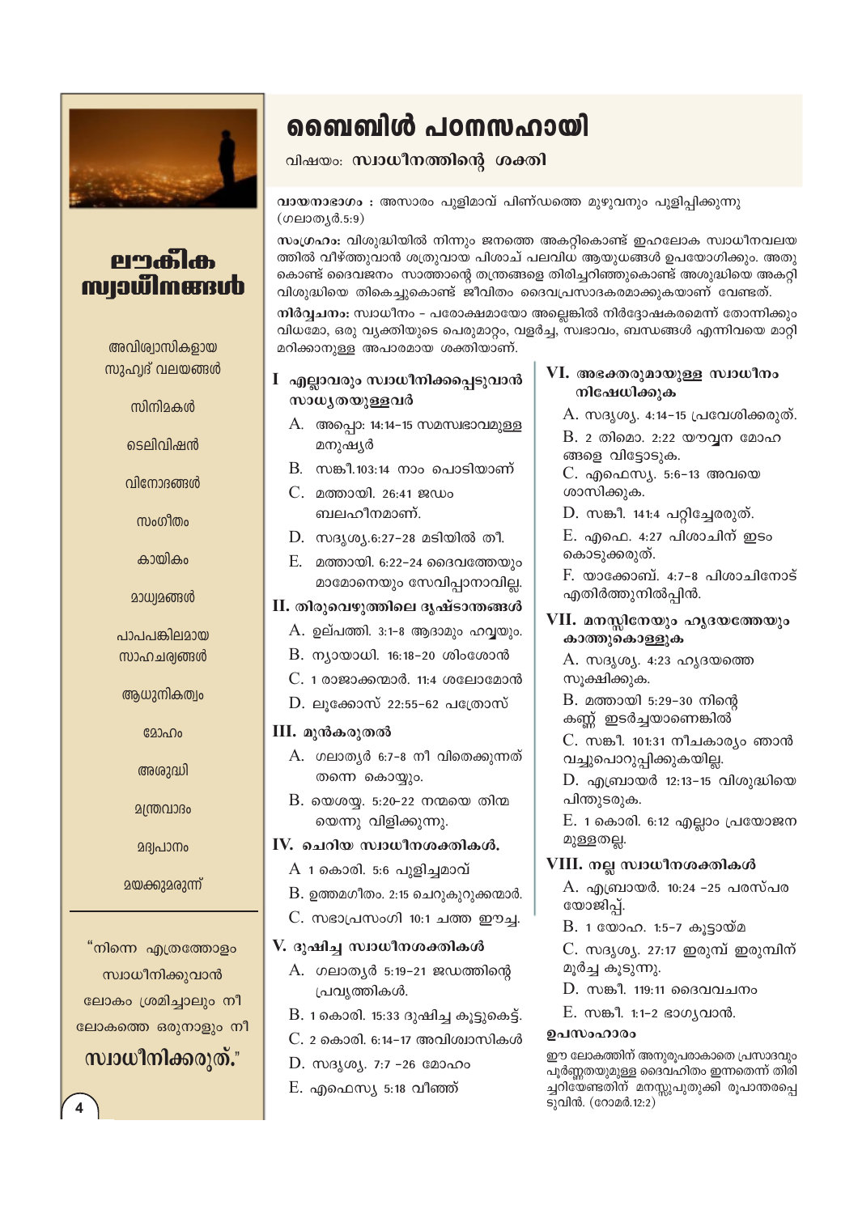# ബൈബിൾ പഠനസഹായി

വിഷയം: **സ്വാധീനത്തിന്റെ ശക്തി**

**വായനാഭാഗം :** അസാരം പുളിമാവ് പിണ്ഡത്തെ മുഴുവനും പുളിപ്പിക്കുന്നു (ഗലാത്യർ.5:9)

**സംഗ്രഹം:** വിശുദ്ധിയിൽ നിന്നും ജനത്തെ അകറ്റികൊണ്ട് ഇഹലോക സ്വാധീനവലയത്തിൽ വീഴ്ത്തുവാൻ ശത്രുവായ പിശാച് പലവിധ ആയുധങ്ങൾ ഉപയോഗിക്കും. അതുകൊണ്ട് ദൈവജനം സാത്താന്റെ തന്ത്രങ്ങളെ തിരിച്ചറിഞ്ഞുകൊണ്ട് അശുദ്ധിയെ അകറ്റി വിശുദ്ധിയെ തികെച്ചുകൊണ്ട് ജീവിതം ദൈവപ്രസാദകരമാക്കുകയാണ് വേണ്ടത്.

**നിർവ്വചനം:** സ്വാധീനം - പരോക്ഷമായോ അല്ലെങ്കിൽ നിർദ്ദോഷകരമെന്ന് തോന്നിക്കും വിധമോ, ഒരു വ്യക്തിയുടെ പെരുമാറ്റം, വളർച്ച, സ്വഭാവം, ബന്ധങ്ങൾ എന്നിവയെ മാറ്റി മറിക്കാനുള്ള അപാരമായ ശക്തിയാണ്.

### I എല്ലാവരും സ്വാധീനിക്കപ്പെടുവാൻ സാധ്യതയുള്ളവർ

A. അപ്പൊ: 14:14-15 സമസ്വഭാവമുള്ള മനുഷ്യർ

B. സങ്കീ.103:14 നാം പൊടിയാണ്

C. മത്തായി. 26:41 ജഡം ബലഹീനമാണ്.

D. സദൃശ്യ.6:27-28 മടിയിൽ തീ.

E. മത്തായി. 6:22-24 ദൈവത്തേയും മാമോനെയും സേവിപ്പാനാവില്ല.

### II. തിരുവെഴുത്തിലെ ദൃഷ്ടാന്തങ്ങൾ

A. ഉല്പത്തി. 3:1-8 ആദാമും ഹവ്വയും.

B. ന്യായാധി. 16:18-20 ശിംശോൻ

C. 1 രാജാക്കന്മാർ. 11:4 ശലോമോൻ

D. ലൂക്കോസ് 22:55-62 പത്രോസ്

### III. മുൻകരുതൽ

A. ഗലാത്യർ 6:7-8 നീ വിതെക്കുന്നത് തന്നെ കൊയ്യും.

B. യെശയ്യ. 5:20-22 നന്മയെ തിന്മയെന്നു വിളിക്കുന്നു.

### IV. ചെറിയ സ്വാധീനശക്തികൾ.

A 1 കൊരി. 5:6 പുളിച്ചമാവ്

B. ഉത്തമഗീതം. 2:15 ചെറുകുറുക്കന്മാർ.

C. സഭാപ്രസംഗി 10:1 ചത്ത ഈച്ച.

### V. ദുഷിച്ച സ്വാധീനശക്തികൾ

A. ഗലാത്യർ 5:19-21 ജഡത്തിന്റെ പ്രവൃത്തികൾ.

B. 1 കൊരി. 15:33 ദുഷിച്ച കൂട്ടുകെട്ട്.

C. 2 കൊരി. 6:14-17 അവിശ്വാസികൾ

D. സദൃശ്യ. 7:7 -26 മോഹം

E. എഫെസ്യ 5:18 വീഞ്ഞ്

### VI. അഭക്തരുമായുള്ള സ്വാധീനം നിഷേധിക്കുക

A. സദൃശ്യ. 4:14-15 പ്രവേശിക്കരുത്.

B. 2 തിമൊ. 2:22 യൗവ്വന മോഹങ്ങളെ വിട്ടോടുക.

C. എഫെസ്യ. 5:6-13 അവയെ ശാസിക്കുക.

D. സങ്കീ. 141:4 പറ്റിച്ചേരരുത്.

E. എഫെ. 4:27 പിശാചിന് ഇടം കൊടുക്കരുത്.

F. യാക്കോബ്. 4:7-8 പിശാചിനോട് എതിർത്തുനിൽപ്പിൻ.

### VII. മനസ്സിനേയും ഹൃദയത്തേയും കാത്തുകൊള്ളുക

A. സദൃശ്യ. 4:23 ഹൃദയത്തെ സൂക്ഷിക്കുക.

B. മത്തായി 5:29-30 നിന്റെ കണ്ണ് ഇടർച്ചയാണെങ്കിൽ

C. സങ്കീ. 101:31 നീചകാര്യം ഞാൻ വച്ചുപൊറുപ്പിക്കുകയില്ല.

D. എബ്രായർ 12:13-15 വിശുദ്ധിയെ പിന്തുടരുക.

E. 1 കൊരി. 6:12 എല്ലാം പ്രയോജനമുള്ളതല്ല.

### VIII. നല്ല സ്വാധീനശക്തികൾ

A. എബ്രായർ. 10:24 -25 പരസ്പര യോജിപ്പ്.

B. 1 യോഹ. 1:5-7 കൂട്ടായ്മ

C. സദൃശ്യ. 27:17 ഇരുമ്പ് ഇരുമ്പിന് മൂർച്ച കൂട്ടുന്നു.

D. സങ്കീ. 119:11 ദൈവവചനം

E. സങ്കീ. 1:1-2 ഭാഗ്യവാൻ.

### ഉപസംഹാരം

ഈ ലോകത്തിന് അനുരൂപരാകാതെ പ്രസാദവും പൂർണ്ണതയുമുള്ള ദൈവഹിതം ഇന്നതെന്ന് തിരിച്ചറിയേണ്ടതിന് മനസ്സുപുതുക്കി രൂപാന്തരപ്പെടുവിൻ. (റോമർ.12:2)

---

## ലൗകീക സ്വാധീനങ്ങൾ

അവിശ്വാസികളായ സുഹൃദ് വലയങ്ങൾ

സിനിമകൾ

ടെലിവിഷൻ

വിനോദങ്ങൾ

സംഗീതം

കായികം

മാധ്യമങ്ങൾ

പാപപങ്കിലമായ സാഹചര്യങ്ങൾ

ആധുനികത്വം

മോഹം

അശുദ്ധി

മന്ത്രവാദം

മദ്യപാനം

മയക്കുമരുന്ന്

"നിന്നെ എത്രത്തോളം സ്വാധീനിക്കുവാൻ ലോകം ശ്രമിച്ചാലും നീ ലോകത്തെ ഒരുനാളും നീ **സ്വാധീനിക്കരുത്.**"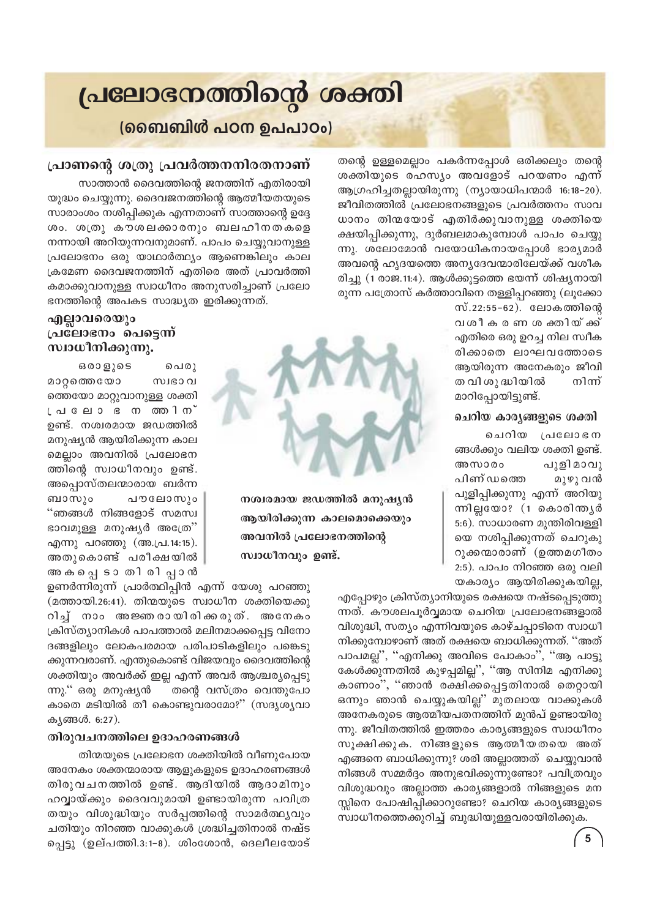# പ്രലോഭനത്തിന്റെ ശക്തി

## (ബൈബിൾ പഠന ഉപപാഠം)

### പ്രാണന്റെ ശത്രു പ്രവർത്തനനിരതനാണ്

സാത്താൻ ദൈവത്തിന്റെ ജനത്തിന് എതിരായി യുദ്ധം ചെയ്യുന്നു. ദൈവജനത്തിന്റെ ആത്മീയതയുടെ സാരാംശം നശിപ്പിക്കുക എന്നതാണ് സാത്താന്റെ ഉദ്ദേശം. ശത്രു കൗശലക്കാരനും ബലഹീനതകളെ നന്നായി അറിയുന്നവനുമാണ്. പാപം ചെയ്യുവാനുള്ള പ്രലോഭനം ഒരു യാഥാർത്ഥ്യം ആണെങ്കിലും കാലക്രമേണ ദൈവജനത്തിന് എതിരെ അത് പ്രാവർത്തികമാക്കുവാനുള്ള സ്വാധീനം അനുസരിച്ചാണ് പ്രലോഭനത്തിന്റെ അപകട സാദ്ധ്യത ഇരിക്കുന്നത്.

### എല്ലാവരെയും പ്രലോഭനം പെട്ടെന്ന് സ്വാധീനിക്കുന്നു.

ഒരാളുടെ പെരുമാറ്റത്തെയോ സ്വഭാവത്തെയോ മാറ്റുവാനുള്ള ശക്തി പ്രലോഭനത്തിന് ഉണ്ട്. നശ്വരമായ ജഡത്തിൽ മനുഷ്യൻ ആയിരിക്കുന്ന കാലമെല്ലാം അവനിൽ പ്രലോഭനത്തിന്റെ സ്വാധീനവും ഉണ്ട്. അപ്പൊസ്തലന്മാരായ ബർന്നബാസും പൗലോസും "ഞങ്ങൾ നിങ്ങളോട് സമസ്വഭാവമുള്ള മനുഷ്യർ അത്രേ" എന്നു പറഞ്ഞു (അ.പ്ര.14:15). അതുകൊണ്ട് പരീക്ഷയിൽ അകപ്പെടാതിരിപ്പാൻ ഉണർന്നിരുന്ന് പ്രാർത്ഥിപ്പിൻ എന്ന് യേശു പറഞ്ഞു (മത്തായി.26:41). തിന്മയുടെ സ്വാധീന ശക്തിയെക്കുറിച്ച് നാം അജ്ഞരായിരിക്കരുത്. അനേകം ക്രിസ്ത്യാനികൾ പാപത്താൽ മലിനമാക്കപ്പെട്ട വിനോദങ്ങളിലും ലോകപരമായ പരിപാടികളിലും പങ്കെടുക്കുന്നവരാണ്. എന്തുകൊണ്ട് വിജയവും ദൈവത്തിന്റെ ശക്തിയും അവർക്ക് ഇല്ല എന്ന് അവർ ആശ്ചര്യപ്പെടുന്നു." ഒരു മനുഷ്യൻ തന്റെ വസ്ത്രം വെന്തുപോകാതെ മടിയിൽ തീ കൊണ്ടുവരാമോ?" (സദൃശ്യവാക്യങ്ങൾ. 6:27).

നശ്വരമായ ജഡത്തിൽ മനുഷ്യൻ ആയിരിക്കുന്ന കാലമൊക്കെയും അവനിൽ പ്രലോഭനത്തിന്റെ സ്വാധീനവും ഉണ്ട്.

### തിരുവചനത്തിലെ ഉദാഹരണങ്ങൾ

തിന്മയുടെ പ്രലോഭന ശക്തിയിൽ വീണുപോയ അനേകം ശക്തന്മാരായ ആളുകളുടെ ഉദാഹരണങ്ങൾ തിരുവചനത്തിൽ ഉണ്ട്. ആദിയിൽ ആദാമിനും ഹവ്വായ്ക്കും ദൈവവുമായി ഉണ്ടായിരുന്ന പവിത്രതയും വിശുദ്ധിയും സർപ്പത്തിന്റെ സാമർത്ഥ്യവും ചതിയും നിറഞ്ഞ വാക്കുകൾ ശ്രദ്ധിച്ചതിനാൽ നഷ്ടപ്പെട്ടു (ഉല്പത്തി.3:1-8). ശിംശോൻ, ദെലീലയോട് തന്റെ ഉള്ളമെല്ലാം പകർന്നപ്പോൾ ഒരിക്കലും തന്റെ ശക്തിയുടെ രഹസ്യം അവളോട് പറയണം എന്ന് ആഗ്രഹിച്ചതല്ലായിരുന്നു (ന്യായാധിപന്മാർ 16:18-20). ജീവിതത്തിൽ പ്രലോഭനങ്ങളുടെ പ്രവർത്തനം സാവധാനം തിന്മയോട് എതിർക്കുവാനുള്ള ശക്തിയെ ക്ഷയിപ്പിക്കുന്നു, ദുർബലമാകുമ്പോൾ പാപം ചെയ്യുന്നു. ശലോമോൻ വയോധികനായപ്പോൾ ഭാര്യമാർ അവന്റെ ഹൃദയത്തെ അന്യദേവന്മാരിലേയ്ക്ക് വശീകരിച്ചു (1 രാജ.11:4). ആൾക്കൂട്ടത്തെ ഭയന്ന് ശിഷ്യനായിരുന്ന പത്രോസ് കർത്താവിനെ തള്ളിപ്പറഞ്ഞു (ലൂക്കോസ്.22:55-62). ലോകത്തിന്റെ വശീകരണ ശക്തിയ്ക്ക് എതിരെ ഒരു ഉറച്ച നില സ്വീകരിക്കാതെ ലാഘവത്തോടെ ആയിരുന്ന അനേകരും ജീവിതവിശുദ്ധിയിൽ നിന്ന് മാറിപ്പോയിട്ടുണ്ട്.

### ചെറിയ കാര്യങ്ങളുടെ ശക്തി

ചെറിയ പ്രലോഭനങ്ങൾക്കും വലിയ ശക്തി ഉണ്ട്. അസാരം പുളിമാവു പിണ്ഡത്തെ മുഴുവൻ പുളിപ്പിക്കുന്നു എന്ന് അറിയുന്നില്ലയോ? (1 കൊരിന്ത്യർ 5:6). സാധാരണ മുന്തിരിവള്ളിയെ നശിപ്പിക്കുന്നത് ചെറുകുറുക്കന്മാരാണ് (ഉത്തമഗീതം 2:5). പാപം നിറഞ്ഞ ഒരു വലിയകാര്യം ആയിരിക്കുകയില്ല, എപ്പോഴും ക്രിസ്ത്യാനിയുടെ രക്ഷയെ നഷ്ടപ്പെടുത്തുന്നത്. കൗശലപൂർവ്വമായ ചെറിയ പ്രലോഭനങ്ങളാൽ വിശുദ്ധി, സത്യം എന്നിവയുടെ കാഴ്ചപ്പാടിനെ സ്വാധീനിക്കുമ്പോഴാണ് അത് രക്ഷയെ ബാധിക്കുന്നത്. "അത് പാപമല്ല", "എനിക്കു അവിടെ പോകാം", "ആ പാട്ടു കേൾക്കുന്നതിൽ കുഴപ്പമില്ല", "ആ സിനിമ എനിക്കു കാണാം", "ഞാൻ രക്ഷിക്കപ്പെട്ടതിനാൽ തെറ്റായി ഒന്നും ഞാൻ ചെയ്യുകയില്ല" മുതലായ വാക്കുകൾ അനേകരുടെ ആത്മീയപതനത്തിന് മുൻപ് ഉണ്ടായിരുന്നു. ജീവിതത്തിൽ ഇത്തരം കാര്യങ്ങളുടെ സ്വാധീനം സൂക്ഷിക്കുക. നിങ്ങളുടെ ആത്മീയതയെ അത് എങ്ങനെ ബാധിക്കുന്നു? ശരി അല്ലാത്തത് ചെയ്യുവാൻ നിങ്ങൾ സമ്മർദ്ദം അനുഭവിക്കുന്നുണ്ടോ? പവിത്രവും വിശുദ്ധവും അല്ലാത്ത കാര്യങ്ങളാൽ നിങ്ങളുടെ മനസ്സിനെ പോഷിപ്പിക്കാറുണ്ടോ? ചെറിയ കാര്യങ്ങളുടെ സ്വാധീനത്തെക്കുറിച്ച് ബുദ്ധിയുള്ളവരായിരിക്കുക.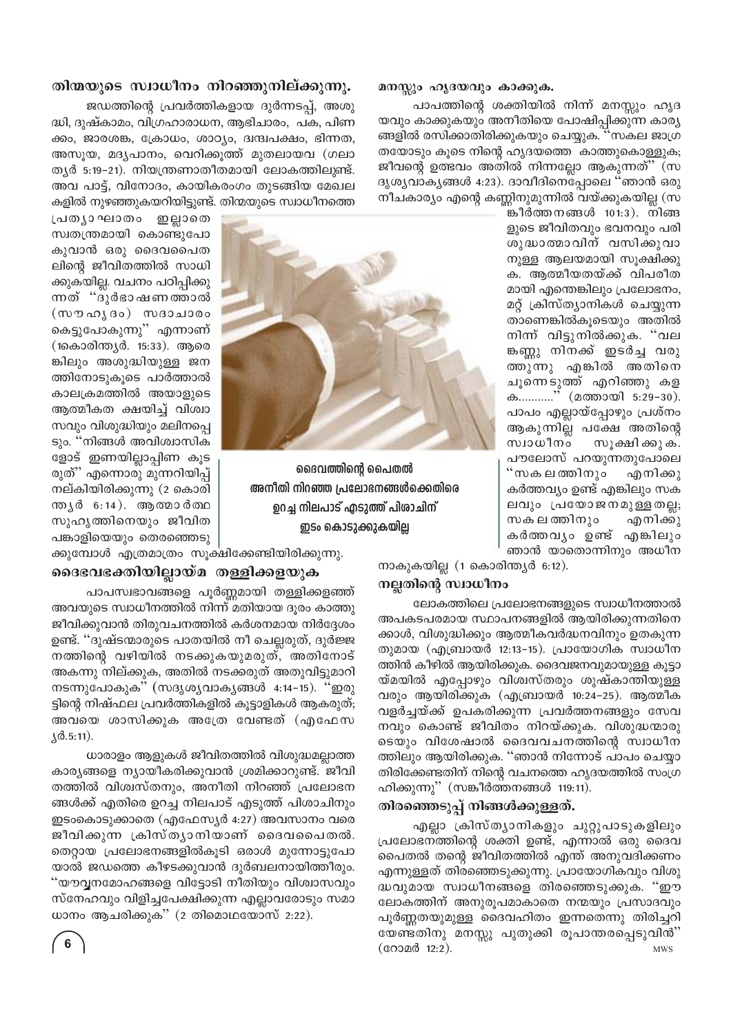## തിന്മയുടെ സ്വാധീനം നിറഞ്ഞുനില്ക്കുന്നു.

ജഡത്തിന്റെ പ്രവർത്തികളായ ദുർന്നടപ്പ്, അശുദ്ധി, ദുഷ്കാമം, വിഗ്രഹാരാധന, ആഭിചാരം, പക, പിണക്കം, ജാരശങ്ക, ക്രോധം, ശാഠ്യം, ദ്വന്ദ്വപക്ഷം, ഭിന്നത, അസൂയ, മദ്യപാനം, വെറിക്കൂത്ത് മുതലായവ (ഗലാത്യർ 5:19-21). നിയന്ത്രണാതീതമായി ലോകത്തിലുണ്ട്. അവ പാട്ട്, വിനോദം, കായികരംഗം തുടങ്ങിയ മേഖലകളിൽ നുഴഞ്ഞുകയറിയിട്ടുണ്ട്. തിന്മയുടെ സ്വാധീനത്തെ പ്രത്യാഘാതം ഇല്ലാതെ സ്വതന്ത്രമായി കൊണ്ടുപോകുവാൻ ഒരു ദൈവപൈതലിന്റെ ജീവിതത്തിൽ സാധിക്കുകയില്ല. വചനം പഠിപ്പിക്കുന്നത് "ദുർഭാഷണത്താൽ (സൗഹൃദം) സദാചാരം കെട്ടുപോകുന്നു" എന്നാണ് (1കൊരിന്ത്യർ. 15:33). ആരെങ്കിലും അശുദ്ധിയുള്ള ജനത്തിനോടുകൂടെ പാർത്താൽ കാലക്രമത്തിൽ അയാളുടെ ആത്മീകത ക്ഷയിച്ച് വിശ്വാസവും വിശുദ്ധിയും മലിനപ്പെടും. "നിങ്ങൾ അവിശ്വാസികളോട് ഇണയില്ലാപ്പിണ കൂടരുത്" എന്നൊരു മുന്നറിയിപ്പ് നല്കിയിരിക്കുന്നു (2 കൊരിന്ത്യർ 6:14). ആത്മാർത്ഥ സുഹൃത്തിനെയും ജീവിത പങ്കാളിയെയും തെരഞ്ഞെടുക്കുമ്പോൾ എത്രമാത്രം സൂക്ഷിക്കേണ്ടിയിരിക്കുന്നു.

ദൈവത്തിന്റെ പൈതൽ അനീതി നിറഞ്ഞ പ്രലോഭനങ്ങൾക്കെതിരെ ഉറച്ച നിലപാട് എടുത്ത് പിശാചിന് ഇടം കൊടുക്കുകയില്ല

## ദൈവഭക്തിയില്ലായ്മ തള്ളിക്കളയുക

പാപസ്വഭാവങ്ങളെ പൂർണ്ണമായി തള്ളിക്കളഞ്ഞ് അവയുടെ സ്വാധീനത്തിൽ നിന്ന് മതിയായ ദൂരം കാത്തു ജീവിക്കുവാൻ തിരുവചനത്തിൽ കർശനമായ നിർദ്ദേശം ഉണ്ട്. "ദുഷ്ടന്മാരുടെ പാതയിൽ നീ ചെല്ലരുത്, ദുർജ്ജനത്തിന്റെ വഴിയിൽ നടക്കുകയുമരുത്, അതിനോട് അകന്നു നില്ക്കുക, അതിൽ നടക്കരുത് അതുവിട്ടുമാറി നടന്നുപോകുക" (സദൃശ്യവാക്യങ്ങൾ 4:14-15). "ഇരുട്ടിന്റെ നിഷ്ഫല പ്രവർത്തികളിൽ കൂട്ടാളികൾ ആകരുത്; അവയെ ശാസിക്കുക അത്രേ വേണ്ടത് (എഫേസ്യർ.5:11).

ധാരാളം ആളുകൾ ജീവിതത്തിൽ വിശുദ്ധമല്ലാത്ത കാര്യങ്ങളെ ന്യായീകരിക്കുവാൻ ശ്രമിക്കാറുണ്ട്. ജീവിതത്തിൽ വിശ്വസ്തനും, അനീതി നിറഞ്ഞ് പ്രലോഭനങ്ങൾക്ക് എതിരെ ഉറച്ച നിലപാട് എടുത്ത് പിശാചിനും ഇടംകൊടുക്കാതെ (എഫേസ്യർ 4:27) അവസാനം വരെ ജീവിക്കുന്ന ക്രിസ്ത്യാനിയാണ് ദൈവപൈതൽ. തെറ്റായ പ്രലോഭനങ്ങളിൽകൂടി ഒരാൾ മുന്നോട്ടുപോയാൽ ജഡത്തെ കീഴടക്കുവാൻ ദുർബലനായിത്തീരും. "യൗവ്വനമോഹങ്ങളെ വിട്ടോടി നീതിയും വിശ്വാസവും സ്നേഹവും വിളിച്ചപേക്ഷിക്കുന്ന എല്ലാവരോടും സമാധാനം ആചരിക്കുക" (2 തിമൊഥയോസ് 2:22).

## മനസ്സും ഹൃദയവും കാക്കുക.

പാപത്തിന്റെ ശക്തിയിൽ നിന്ന് മനസ്സും ഹൃദയവും കാക്കുകയും അനീതിയെ പോഷിപ്പിക്കുന്ന കാര്യങ്ങളിൽ രസിക്കാതിരിക്കുകയും ചെയ്യുക. "സകല ജാഗ്രതയോടും കൂടെ നിന്റെ ഹൃദയത്തെ കാത്തുകൊള്ളുക; ജീവന്റെ ഉത്ഭവം അതിൽ നിന്നല്ലോ ആകുന്നത്" (സദൃശ്യവാക്യങ്ങൾ 4:23). ദാവീദിനെപ്പോലെ "ഞാൻ ഒരു നീചകാര്യം എന്റെ കണ്ണിനുമുന്നിൽ വയ്ക്കുകയില്ല (സങ്കീർത്തനങ്ങൾ 101:3). നിങ്ങളുടെ ജീവിതവും ഭവനവും പരിശുദ്ധാത്മാവിന് വസിക്കുവാനുള്ള ആലയമായി സൂക്ഷിക്കുക. ആത്മീയതയ്ക്ക് വിപരീതമായി എന്തെങ്കിലും പ്രലോഭനം, മറ്റ് ക്രിസ്ത്യാനികൾ ചെയ്യുന്നതാണെങ്കിൽകൂടെയും അതിൽ നിന്ന് വിട്ടുനിൽക്കുക. "വലങ്കണ്ണു നിനക്ക് ഇടർച്ച വരുത്തുന്നു എങ്കിൽ അതിനെ ചൂന്നെടുത്ത് എറിഞ്ഞു കളക..........." (മത്തായി 5:29-30). പാപം എല്ലായ്പ്പോഴും പ്രശ്നം ആകുന്നില്ല പക്ഷേ അതിന്റെ സ്വാധീനം സൂക്ഷിക്കുക. പൗലോസ് പറയുന്നതുപോലെ "സകലത്തിനും എനിക്കു കർത്തവ്യം ഉണ്ട് എങ്കിലും സകലവും പ്രയോജനമുള്ളതല്ല; സകലത്തിനും എനിക്കു കർത്തവ്യം ഉണ്ട് എങ്കിലും ഞാൻ യാതൊന്നിനും അധീനനാകുകയില്ല (1 കൊരിന്ത്യർ 6:12).

## നല്ലതിന്റെ സ്വാധീനം

ലോകത്തിലെ പ്രലോഭനങ്ങളുടെ സ്വാധീനത്താൽ അപകടപരമായ സ്ഥാപനങ്ങളിൽ ആയിരിക്കുന്നതിനെക്കാൾ, വിശുദ്ധിക്കും ആത്മീകവർദ്ധനവിനും ഉതകുന്നതുമായ (എബ്രായർ 12:13-15). പ്രയോഗിക സ്വാധീനത്തിൻ കീഴിൽ ആയിരിക്കുക. ദൈവജനവുമായുള്ള കൂട്ടായ്മയിൽ എപ്പോഴും വിശ്വസ്തരും ശുഷ്കാന്തിയുള്ളവരും ആയിരിക്കുക (എബ്രായർ 10:24-25). ആത്മീക വളർച്ചയ്ക്ക് ഉപകരിക്കുന്ന പ്രവർത്തനങ്ങളും സേവനവും കൊണ്ട് ജീവിതം നിറയ്ക്കുക. വിശുദ്ധന്മാരുടെയും വിശേഷാൽ ദൈവവചനത്തിന്റെ സ്വാധീനത്തിലും ആയിരിക്കുക. "ഞാൻ നിന്നോട് പാപം ചെയ്യാതിരിക്കേണ്ടതിന് നിന്റെ വചനത്തെ ഹൃദയത്തിൽ സംഗ്രഹിക്കുന്നു" (സങ്കീർത്തനങ്ങൾ 119:11).

## തിരഞ്ഞെടുപ്പ് നിങ്ങൾക്കുള്ളത്.

എല്ലാ ക്രിസ്ത്യാനികളും ചുറ്റുപാടുകളിലും പ്രലോഭനത്തിന്റെ ശക്തി ഉണ്ട്, എന്നാൽ ഒരു ദൈവപൈതൽ തന്റെ ജീവിതത്തിൽ എന്ത് അനുവദിക്കണം എന്നുള്ളത് തിരഞ്ഞെടുക്കുന്നു. പ്രായോഗികവും വിശുദ്ധവുമായ സ്വാധീനങ്ങളെ തിരഞ്ഞെടുക്കുക. "ഈ ലോകത്തിന് അനുരൂപമാകാതെ നന്മയും പ്രസാദവും പൂർണ്ണതയുമുള്ള ദൈവഹിതം ഇന്നതെന്നു തിരിച്ചറിയേണ്ടതിനു മനസ്സു പുതുക്കി രൂപാന്തരപ്പെടുവിൻ" (റോമർ 12:2). MWS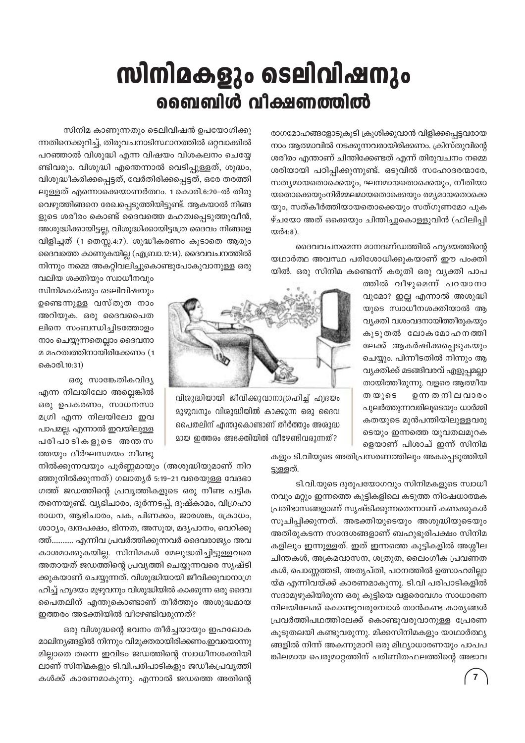# സിനിമകളും ടെലിവിഷനും
## ബൈബിൾ വീക്ഷണത്തിൽ

സിനിമ കാണുന്നതും ടെലിവിഷൻ ഉപയോഗിക്കുന്നതിനെക്കുറിച്ച്, തിരുവചനാടിസ്ഥാനത്തിൽ ഒറ്റവാക്കിൽ പറഞ്ഞാൽ വിശുദ്ധി എന്ന വിഷയം വിശകലനം ചെയ്യേണ്ടിവരും. വിശുദ്ധി എന്തെന്നാൽ വെടിപ്പുള്ളത്, ശുദ്ധം, വിശുദ്ധീകരിക്കപ്പെട്ടത്, വേർതിരിക്കപ്പെട്ടത്, ഒരേ തരത്തിലുള്ളത് എന്നൊക്കെയാണർത്ഥം. 1 കൊരി.6:20-ൽ തിരുവെഴുത്തിങ്ങനെ രേഖപ്പെടുത്തിയിട്ടുണ്ട്. ആകയാൽ നിങ്ങളുടെ ശരീരം കൊണ്ട് ദൈവത്തെ മഹത്വപ്പെടുത്തുവീൻ, അശുദ്ധിക്കായിട്ടല്ല, വിശുദ്ധിക്കായിട്ടത്രേ ദൈവം നിങ്ങളെ വിളിച്ചത് (1 തെസ്സ.4:7). ശുദ്ധീകരണം കൂടാതെ ആരും ദൈവത്തെ കാണുകയില്ല (എബ്രാ.12:14). ദൈവവചനത്തിൽ നിന്നും നമ്മെ അകറ്റിവലിച്ചുകൊണ്ടുപോകുവാനുള്ള ഒരു വലിയ ശക്തിയും സ്വാധീനവും സിനിമകൾക്കും ടെലിവിഷനും ഉണ്ടെന്നുള്ള വസ്തുത നാം അറിയുക. ഒരു ദൈവപൈതലിനെ സംബന്ധിച്ചിടത്തോളം നാം ചെയ്യുന്നതെല്ലാം ദൈവനാമ മഹത്വത്തിനായിരിക്കേണം (1 കൊരി.10:31)

ഒരു സാങ്കേതികവിദ്യ എന്ന നിലയിലോ അല്ലെങ്കിൽ ഒരു ഉപകരണം, സാധനസാമഗ്രി എന്ന നിലയിലോ ഇവ പാപമല്ല. എന്നാൽ ഇവയിലുള്ള പരിപാടികളുടെ അന്തസത്തയും ദീർഘസമയം നീണ്ടു നിൽക്കുന്നവയും പൂർണ്ണമായും (അശുദ്ധിയുമാണ് നിറഞ്ഞുനിൽക്കുന്നത്) ഗലാത്യർ 5:19-21 വരെയുള്ള വേദഭാഗത്ത് ജഡത്തിന്റെ പ്രവൃത്തികളുടെ ഒരു നീണ്ട പട്ടിക തന്നെയുണ്ട്. വ്യഭിചാരം, ദുർന്നടപ്പ്, ദുഷ്കാമം, വിഗ്രഹാരാധന, ആഭിചാരം, പക, പിണക്കം, ജാരശങ്ക, ക്രോധം, ശാഠ്യം, ദ്വന്ദപക്ഷം, ഭിന്നത, അസൂയ, മദ്യപാനം, വെറിക്കൂത്ത്............ എന്നിവ പ്രവർത്തിക്കുന്നവർ ദൈവരാജ്യം അവകാശമാക്കുകയില്ല. സിനിമകൾ മേലുദ്ധരിച്ചിട്ടുള്ളവരെ അതായത് ജഡത്തിന്റെ പ്രവൃത്തി ചെയ്യുന്നവരെ സൃഷ്ടിക്കുകയാണ് ചെയ്യുന്നത്. വിശുദ്ധിയായി ജീവിക്കുവാനാഗ്രഹിച്ച് ഹൃദയം മുഴുവനും വിശുദ്ധിയിൽ കാക്കുന്ന ഒരു ദൈവപൈതലിന് എന്തുകൊണ്ടാണ് തീർത്തും അശുദ്ധമായ ഇത്തരം അഭക്തിയിൽ വീഴേണ്ടിവരുന്നത്?

ഒരു വിശുദ്ധന്റെ ഭവനം തീർച്ചയായും ഇഹലോക മാലിന്യങ്ങളിൽ നിന്നും വിമുക്തരായിരിക്കണം.ഇവയൊന്നുമില്ലാതെ തന്നെ ഇവിടം ജഡത്തിന്റെ സ്വാധീനശക്തിയിലാണ് സിനിമകളും ടി.വി.പരിപാടികളും ജഡീകപ്രവൃത്തികൾക്ക് കാരണമാകുന്നു. എന്നാൽ ജഡത്തെ അതിന്റെ രാഗമോഹങ്ങളോടുകൂടി ക്രൂശിക്കുവാൻ വിളിക്കപ്പെട്ടവരായ നാം ആത്മാവിൽ നടക്കുന്നവരായിരിക്കണം. ക്രിസ്തുവിന്റെ ശരീരം എന്താണ് ചിന്തിക്കേണ്ടത് എന്ന് തിരുവചനം നമ്മെ ശരിയായി പഠിപ്പിക്കുന്നുണ്ട്. ഒടുവിൽ സഹോദരന്മാരേ, സത്യമായതൊക്കെയും, ഘനമായതൊക്കെയും, നീതിയായതൊക്കെയുംനിർമ്മലമായതൊക്കെയും രമ്യമായതൊക്കെയും, സത്കീർത്തിയായതൊക്കെയും സത്ഗുണമോ പുകഴ്ചയോ അത് ഒക്കെയും ചിന്തിച്ചുകൊള്ളുവിൻ (ഫിലിപ്പിയർ4:8).

ദൈവവചനമെന്ന മാനദണ്ഡത്തിൽ ഹൃദയത്തിന്റെ യഥാർത്ഥ അവസ്ഥ പരിശോധിക്കുകയാണ് ഈ പംക്തിയിൽ. ഒരു സിനിമ കണ്ടെന്ന് കരുതി ഒരു വ്യക്തി പാപത്തിൽ വീഴുമെന്ന് പറയാനാവുമോ? ഇല്ല എന്നാൽ അശുദ്ധിയുടെ സ്വാധീനശക്തിയാൽ ആ വ്യക്തി വശംവദനായിത്തീരുകയും കൂടുതൽ ലോകമോഹനത്തിലേക്ക് ആകർഷിക്കപ്പെടുകയും ചെയ്യും. പിന്നീടതിൽ നിന്നും ആ വ്യക്തിക്ക് മടങ്ങിവരവ് എളുപ്പമല്ലാതായിത്തീരുന്നു. വളരെ ആത്മീയതയുടെ ഉന്നതനിലവാരം പുലർത്തുന്നവരിലൂടെയും ധാർമ്മികതയുടെ മുൻപന്തിയിലുള്ളവരുടെയും ഇന്നത്തെ യുവതലമുറകളെയാണ് പിശാച് ഇന്ന് സിനിമകളും ടി.വിയുടെ അതിപ്രസരണത്തിലും അകപ്പെടുത്തിയിട്ടുള്ളത്.

വിശുദ്ധിയായി ജീവിക്കുവാനാഗ്രഹിച്ച് ഹൃദയം മുഴുവനും വിശുദ്ധിയിൽ കാക്കുന്ന ഒരു ദൈവപൈതലിന് എന്തുകൊണ്ടാണ് തീർത്തും അശുദ്ധമായ ഇത്തരം അഭക്തിയിൽ വീഴേണ്ടിവരുന്നത്?

ടി.വി.യുടെ ദുരുപയോഗവും സിനിമകളുടെ സ്വാധീനവും മറ്റും ഇന്നത്തെ കുട്ടികളിലെ കടുത്ത നിഷേധാത്മക പ്രതിഭാസങ്ങളാണ് സൃഷ്ടിക്കുന്നതെന്നാണ് കണക്കുകൾ സൂചിപ്പിക്കുന്നത്. അഭക്തിയുടെയും അശുദ്ധിയുടെയും അതിരുകടന്ന സന്ദേശങ്ങളാണ് ബഹുഭൂരിപക്ഷം സിനിമകളിലും ഇന്നുള്ളത്. ഇത് ഇന്നത്തെ കുട്ടികളിൽ അശ്ലീല ചിന്തകൾ, അക്രമവാസന, ശത്രുത, ലൈംഗീക പ്രവണതകൾ, പൊണ്ണത്തടി, അതൃപ്തി, പഠനത്തിൽ ഉത്സാഹമില്ലായ്മ എന്നിവയ്ക്ക് കാരണമാകുന്നു. ടി.വി പരിപാടികളിൽ സദാമുഴുകിയിരുന്ന ഒരു കുട്ടിയെ വളരെവേഗം സാധാരണ നിലയിലേക്ക് കൊണ്ടുവരുമ്പോൾ താൻകണ്ട കാര്യങ്ങൾ പ്രവർത്തിപഥത്തിലേക്ക് കൊണ്ടുവരുവാനുള്ള പ്രേരണ കൂടുതലയി കണ്ടുവരുന്നു. മിക്കസിനിമകളും യാഥാർത്ഥ്യങ്ങളിൽ നിന്ന് അകന്നുമാറി ഒരു മിഥ്യാധാരണയും പാപപങ്കിലമായ പെരുമാറ്റത്തിന് പരിണിതഫലത്തിന്റെ അഭാവ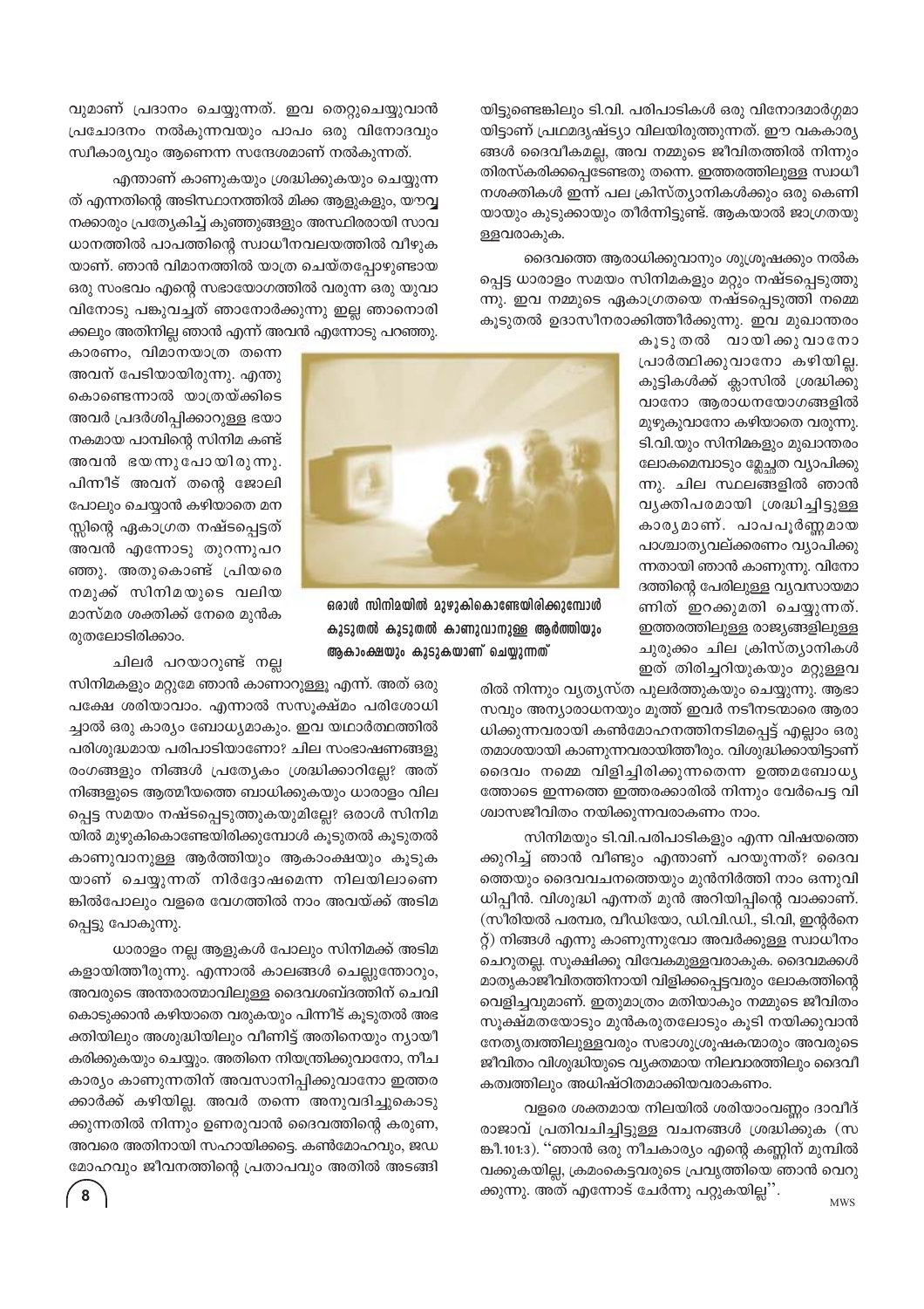വുമാണ് പ്രദാനം ചെയ്യുന്നത്. ഇവ തെറ്റുചെയ്യുവാൻ പ്രചോദനം നൽകുന്നവയും പാപം ഒരു വിനോദവും സ്വീകാര്യവും ആണെന്ന സന്ദേശമാണ് നൽകുന്നത്.

എന്താണ് കാണുകയും ശ്രദ്ധിക്കുകയും ചെയ്യുന്നത് എന്നതിന്റെ അടിസ്ഥാനത്തിൽ മിക്ക ആളുകളും, യൗവ്വനക്കാരും പ്രത്യേകിച്ച് കുഞ്ഞുങ്ങളും അസ്ഥിരരായി സാവധാനത്തിൽ പാപത്തിന്റെ സ്വാധീനവലയത്തിൽ വീഴുകയാണ്. ഞാൻ വിമാനത്തിൽ യാത്ര ചെയ്തപ്പോഴുണ്ടായ ഒരു സംഭവം എന്റെ സഭായോഗത്തിൽ വരുന്ന ഒരു യുവാവിനോടു പങ്കുവച്ചത് ഞാനോർക്കുന്നു ഇല്ല ഞാനൊരിക്കലും അതിനില്ല ഞാൻ എന്ന് അവൻ എന്നോടു പറഞ്ഞു. കാരണം, വിമാനയാത്ര തന്നെ അവന് പേടിയായിരുന്നു. എന്തു കൊണ്ടെന്നാൽ യാത്രയ്ക്കിടെ അവർ പ്രദർശിപ്പിക്കാറുള്ള ഭയാനകമായ പാമ്പിന്റെ സിനിമ കണ്ട് അവൻ ഭയന്നുപോയിരുന്നു. പിന്നീട് അവന് തന്റെ ജോലി പോലും ചെയ്യാൻ കഴിയാതെ മനസ്സിന്റെ ഏകാഗ്രത നഷ്ടപ്പെട്ടത് അവൻ എന്നോടു തുറന്നുപറഞ്ഞു. അതുകൊണ്ട് പ്രിയരെ നമുക്ക് സിനിമയുടെ വലിയ മാസ്മര ശക്തിക്ക് നേരെ മുൻകരുതലോടിരിക്കാം.

ചിലർ പറയാറുണ്ട് നല്ല സിനിമകളും മറ്റുമേ ഞാൻ കാണാറുള്ളൂ എന്ന്. അത് ഒരു പക്ഷേ ശരിയാവാം. എന്നാൽ സസൂക്ഷ്മം പരിശോധിച്ചാൽ ഒരു കാര്യം ബോധ്യമാകും. ഇവ യഥാർത്ഥത്തിൽ പരിശുദ്ധമായ പരിപാടിയാണോ? ചില സംഭാഷണങ്ങളു രംഗങ്ങളും നിങ്ങൾ പ്രത്യേകം ശ്രദ്ധിക്കാറില്ലേ? അത് നിങ്ങളുടെ ആത്മീയത്തെ ബാധിക്കുകയും ധാരാളം വിലപ്പെട്ട സമയം നഷ്ടപ്പെടുത്തുകയുമില്ലേ? ഒരാൾ സിനിമയിൽ മുഴുകികൊണ്ടേയിരിക്കുമ്പോൾ കൂടുതൽ കൂടുതൽ കാണുവാനുള്ള ആർത്തിയും ആകാംക്ഷയും കൂടുകയാണ് ചെയ്യുന്നത് നിർദ്ദോഷമെന്ന നിലയിലാണെങ്കിൽപോലും വളരെ വേഗത്തിൽ നാം അവയ്ക്ക് അടിമപ്പെട്ടു പോകുന്നു.

ധാരാളം നല്ല ആളുകൾ പോലും സിനിമക്ക് അടിമകളായിത്തീരുന്നു. എന്നാൽ കാലങ്ങൾ ചെല്ലുന്തോറും, അവരുടെ അന്തരാത്മാവിലുള്ള ദൈവശബ്ദത്തിന് ചെവികൊടുക്കാൻ കഴിയാതെ വരുകയും പിന്നീട് കൂടുതൽ അഭക്തിയിലും അശുദ്ധിയിലും വീണിട്ട് അതിനെയും ന്യായീകരിക്കുകയും ചെയ്യും. അതിനെ നിയന്ത്രിക്കുവാനോ, നീചകാര്യം കാണുന്നതിന് അവസാനിപ്പിക്കുവാനോ ഇത്തരക്കാർക്ക് കഴിയില്ല. അവർ തന്നെ അനുവദിച്ചുകൊടുക്കുന്നതിൽ നിന്നും ഉണരുവാൻ ദൈവത്തിന്റെ കരുണ, അവരെ അതിനായി സഹായിക്കട്ടെ. കൺമോഹവും, ജഡമോഹവും ജീവനത്തിന്റെ പ്രതാപവും അതിൽ അടങ്ങിയിട്ടുണ്ടെങ്കിലും ടി.വി. പരിപാടികൾ ഒരു വിനോദമാർഗ്ഗമായിട്ടാണ് പ്രഥമദൃഷ്ട്യാ വിലയിരുത്തുന്നത്. ഈ വകകാര്യങ്ങൾ ദൈവീകമല്ല, അവ നമ്മുടെ ജീവിതത്തിൽ നിന്നും തിരസ്കരിക്കപ്പെടേണ്ടതു തന്നെ. ഇത്തരത്തിലുള്ള സ്വാധീനശക്തികൾ ഇന്ന് പല ക്രിസ്ത്യാനികൾക്കും ഒരു കെണിയായും കുടുക്കായും തീർന്നിട്ടുണ്ട്. ആകയാൽ ജാഗ്രതയുള്ളവരാകുക.

ദൈവത്തെ ആരാധിക്കുവാനും ശുശ്രൂഷക്കും നൽകപ്പെട്ട ധാരാളം സമയം സിനിമകളും മറ്റും നഷ്ടപ്പെടുത്തുന്നു. ഇവ നമ്മുടെ ഏകാഗ്രതയെ നഷ്ടപ്പെടുത്തി നമ്മെ കൂടുതൽ ഉദാസീനരാക്കിത്തീർക്കുന്നു. ഇവ മുഖാന്തരം കൂടുതൽ വായിക്കുവാനോ പ്രാർത്ഥിക്കുവാനോ കഴിയില്ല. കുട്ടികൾക്ക് ക്ലാസിൽ ശ്രദ്ധിക്കുവാനോ ആരാധനയോഗങ്ങളിൽ മുഴുകുവാനോ കഴിയാതെ വരുന്നു. ടി.വി.യും സിനിമകളും മുഖാന്തരം ലോകമെമ്പാടും മ്ലേച്ഛത വ്യാപിക്കുന്നു. ചില സ്ഥലങ്ങളിൽ ഞാൻ വ്യക്തിപരമായി ശ്രദ്ധിച്ചിട്ടുള്ള കാര്യമാണ്. പാപപൂർണ്ണമായ പാശ്ചാത്യവല്ക്കരണം വ്യാപിക്കുന്നതായി ഞാൻ കാണുന്നു. വിനോദത്തിന്റെ പേരിലുള്ള വ്യവസായമാണിത് ഇറക്കുമതി ചെയ്യുന്നത്. ഇത്തരത്തിലുള്ള രാജ്യങ്ങളിലുള്ള ചുരുക്കം ചില ക്രിസ്ത്യാനികൾ ഇത് തിരിച്ചറിയുകയും മറ്റുള്ളവരിൽ നിന്നും വ്യത്യസ്ത പുലർത്തുകയും ചെയ്യുന്നു. ആഭാസവും അന്യാരാധനയും മൂത്ത് ഇവർ നടീനടന്മാരെ ആരാധിക്കുന്നവരായി കൺമോഹനത്തിനടിമപ്പെട്ട് എല്ലാം ഒരു തമാശയായി കാണുന്നവരായിത്തീരും. വിശുദ്ധിക്കായിട്ടാണ് ദൈവം നമ്മെ വിളിച്ചിരിക്കുന്നതെന്ന ഉത്തമബോധ്യത്തോടെ ഇന്നത്തെ ഇത്തരക്കാരിൽ നിന്നും വേർപെട്ട വിശ്വാസജീവിതം നയിക്കുന്നവരാകണം നാം.

ഒരാൾ സിനിമയിൽ മുഴുകികൊണ്ടേയിരിക്കുമ്പോൾ കൂടുതൽ കൂടുതൽ കാണുവാനുള്ള ആർത്തിയും ആകാംക്ഷയും കൂടുകയാണ് ചെയ്യുന്നത്

സിനിമയും ടി.വി.പരിപാടികളും എന്ന വിഷയത്തെക്കുറിച്ച് ഞാൻ വീണ്ടും എന്താണ് പറയുന്നത്? ദൈവത്തെയും ദൈവവചനത്തെയും മുൻനിർത്തി നാം ഒന്നുവിധിപ്പിൻ. വിശുദ്ധി എന്നത് മുൻ അറിയിപ്പിന്റെ വാക്കാണ്. (സീരിയൽ പരമ്പര, വീഡിയോ, ഡി.വി.ഡി., ടി.വി, ഇന്റർനെറ്റ്) നിങ്ങൾ എന്നു കാണുന്നുവോ അവർക്കുള്ള സ്വാധീനം ചെറുതല്ല. സൂക്ഷിക്കൂ വിവേകമുള്ളവരാകുക. ദൈവമക്കൾ മാതൃകാജീവിതത്തിനായി വിളിക്കപ്പെട്ടവരും ലോകത്തിന്റെ വെളിച്ചവുമാണ്. ഇതുമാത്രം മതിയാകും നമ്മുടെ ജീവിതം സൂക്ഷ്മതയോടും മുൻകരുതലോടും കൂടി നയിക്കുവാൻ നേതൃത്വത്തിലുള്ളവരും സഭാശുശ്രൂഷകന്മാരും അവരുടെ ജീവിതം വിശുദ്ധിയുടെ വ്യക്തമായ നിലവാരത്തിലും ദൈവീകത്വത്തിലും അധിഷ്ഠിതമാക്കിയവരാകണം.

വളരെ ശക്തമായ നിലയിൽ ശരിയാംവണ്ണം ദാവീദ് രാജാവ് പ്രതിവചിച്ചിട്ടുള്ള വചനങ്ങൾ ശ്രദ്ധിക്കുക (സങ്കീ.101:3). ''ഞാൻ ഒരു നീചകാര്യം എന്റെ കണ്ണിന് മുമ്പിൽ വക്കുകയില്ല, ക്രമംകെട്ടവരുടെ പ്രവൃത്തിയെ ഞാൻ വെറുക്കുന്നു. അത് എന്നോട് ചേർന്നു പറ്റുകയില്ല''.

MWS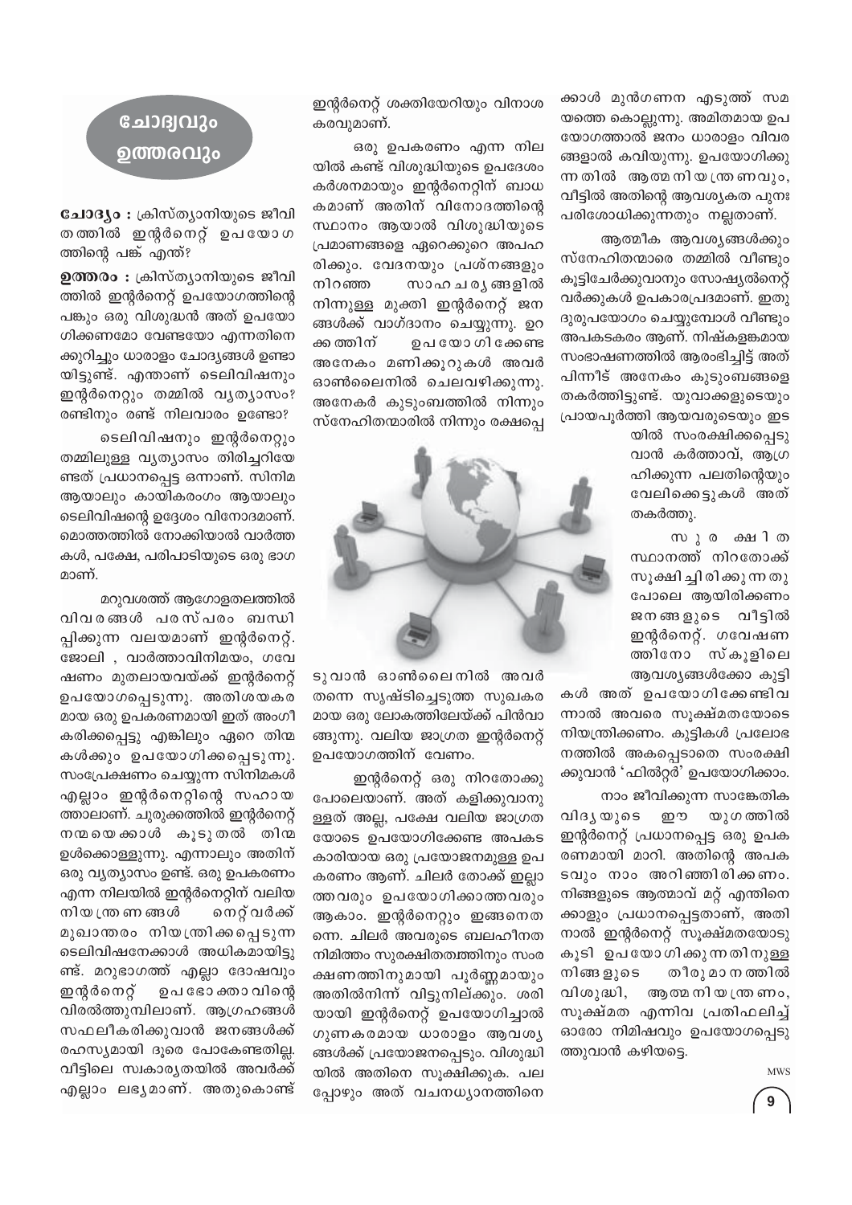# ചോദ്യവും ഉത്തരവും

**ചോദ്യം :** ക്രിസ്ത്യാനിയുടെ ജീവിതത്തിൽ ഇന്റർനെറ്റ് ഉപയോഗത്തിന്റെ പങ്ക് എന്ത്?

**ഉത്തരം :** ക്രിസ്ത്യാനിയുടെ ജീവിത്തിൽ ഇന്റർനെറ്റ് ഉപയോഗത്തിന്റെ പങ്കും ഒരു വിശുദ്ധൻ അത് ഉപയോഗിക്കണമോ വേണ്ടയോ എന്നതിനെക്കുറിച്ചും ധാരാളം ചോദ്യങ്ങൾ ഉണ്ടായിട്ടുണ്ട്. എന്താണ് ടെലിവിഷനും ഇന്റർനെറ്റും തമ്മിൽ വ്യത്യാസം? രണ്ടിനും രണ്ട് നിലവാരം ഉണ്ടോ?

ടെലിവിഷനും ഇന്റർനെറ്റും തമ്മിലുള്ള വ്യത്യാസം തിരിച്ചറിയേണ്ടത് പ്രധാനപ്പെട്ട ഒന്നാണ്. സിനിമ ആയാലും കായികരംഗം ആയാലും ടെലിവിഷന്റെ ഉദ്ദേശം വിനോദമാണ്. മൊത്തത്തിൽ നോക്കിയാൽ വാർത്തകൾ, പക്ഷേ, പരിപാടിയുടെ ഒരു ഭാഗമാണ്.

മറുവശത്ത് ആഗോളതലത്തിൽ വിവരങ്ങൾ പരസ്പരം ബന്ധിപ്പിക്കുന്ന വലയമാണ് ഇന്റർനെറ്റ്. ജോലി , വാർത്താവിനിമയം, ഗവേഷണം മുതലായവയ്ക്ക് ഇന്റർനെറ്റ് ഉപയോഗപ്പെടുന്നു. അതിശയകരമായ ഒരു ഉപകരണമായി ഇത് അംഗീകരിക്കപ്പെട്ടു എങ്കിലും ഏറെ തിന്മകൾക്കും ഉപയോഗിക്കപ്പെടുന്നു. സംപ്രേഷണം ചെയ്യുന്ന സിനിമകൾ എല്ലാം ഇന്റർനെറ്റിന്റെ സഹായത്താലാണ്. ചുരുക്കത്തിൽ ഇന്റർനെറ്റ് നന്മയെക്കാൾ കൂടുതൽ തിന്മ ഉൾക്കൊള്ളുന്നു. എന്നാലും അതിന് ഒരു വ്യത്യാസം ഉണ്ട്. ഒരു ഉപകരണം എന്ന നിലയിൽ ഇന്റർനെറ്റിന് വലിയ നിയന്ത്രണങ്ങൾ നെറ്റ്വർക്ക് മുഖാന്തരം നിയന്ത്രിക്കപ്പെടുന്ന ടെലിവിഷനേക്കാൾ അധികമായിട്ടുണ്ട്. മറുഭാഗത്ത് എല്ലാ ദോഷവും ഇന്റർനെറ്റ് ഉപഭോക്താവിന്റെ വിരൽത്തുമ്പിലാണ്. ആഗ്രഹങ്ങൾ സഫലീകരിക്കുവാൻ ജനങ്ങൾക്ക് രഹസ്യമായി ദൂരെ പോകേണ്ടതില്ല. വീട്ടിലെ സ്വകാര്യതയിൽ അവർക്ക് എല്ലാം ലഭ്യമാണ്. അതുകൊണ്ട് ഇന്റർനെറ്റ് ശക്തിയേറിയും വിനാശകരവുമാണ്.

ഒരു ഉപകരണം എന്ന നിലയിൽ കണ്ട് വിശുദ്ധിയുടെ ഉപദേശം കർശനമായും ഇന്റർനെറ്റിന് ബാധകമാണ് അതിന് വിനോദത്തിന്റെ സ്ഥാനം ആയാൽ വിശുദ്ധിയുടെ പ്രമാണങ്ങളെ ഏറെക്കുറെ അപഹരിക്കും. വേദനയും പ്രശ്നങ്ങളും നിറഞ്ഞ സാഹചര്യങ്ങളിൽ നിന്നുള്ള മുക്തി ഇന്റർനെറ്റ് ജനങ്ങൾക്ക് വാഗ്ദാനം ചെയ്യുന്നു. ഉറക്കത്തിന് ഉപയോഗിക്കേണ്ട അനേകം മണിക്കൂറുകൾ അവർ ഓൺലൈനിൽ ചെലവഴിക്കുന്നു. അനേകർ കുടുംബത്തിൽ നിന്നും സ്നേഹിതന്മാരിൽ നിന്നും രക്ഷപ്പെടുവാൻ ഓൺലൈനിൽ അവർ തന്നെ സൃഷ്ടിച്ചെടുത്ത സുഖകരമായ ഒരു ലോകത്തിലേയ്ക്ക് പിൻവാങ്ങുന്നു. വലിയ ജാഗ്രത ഇന്റർനെറ്റ് ഉപയോഗത്തിന് വേണം.

ഇന്റർനെറ്റ് ഒരു നിറതോക്കു പോലെയാണ്. അത് കളിക്കുവാനുള്ളത് അല്ല, പക്ഷേ വലിയ ജാഗ്രതയോടെ ഉപയോഗിക്കേണ്ട അപകടകാരിയായ ഒരു പ്രയോജനമുള്ള ഉപകരണം ആണ്. ചിലർ തോക്ക് ഇല്ലാത്തവരും ഉപയോഗിക്കാത്തവരും ആകാം. ഇന്റർനെറ്റും ഇങ്ങനെതന്നെ. ചിലർ അവരുടെ ബലഹീനത നിമിത്തം സുരക്ഷിതത്വത്തിനും സംരക്ഷണത്തിനുമായി പൂർണ്ണമായും അതിൽനിന്ന് വിട്ടുനില്ക്കും. ശരിയായി ഇന്റർനെറ്റ് ഉപയോഗിച്ചാൽ ഗുണകരമായ ധാരാളം ആവശ്യങ്ങൾക്ക് പ്രയോജനപ്പെടും. വിശുദ്ധിയിൽ അതിനെ സൂക്ഷിക്കുക. പലപ്പോഴും അത് വചനധ്യാനത്തിനെക്കാൾ മുൻഗണന എടുത്ത് സമയത്തെ കൊല്ലുന്നു. അമിതമായ ഉപയോഗത്താൽ ജനം ധാരാളം വിവരങ്ങളാൽ കവിയുന്നു. ഉപയോഗിക്കുന്നതിൽ ആത്മനിയന്ത്രണവും, വീട്ടിൽ അതിന്റെ ആവശ്യകത പുനഃപരിശോധിക്കുന്നതും നല്ലതാണ്.

ആത്മീക ആവശ്യങ്ങൾക്കും സ്നേഹിതന്മാരെ തമ്മിൽ വീണ്ടും കൂട്ടിചേർക്കുവാനും സോഷ്യൽനെറ്റ്വർക്കുകൾ ഉപകാരപ്രദമാണ്. ഇതു ദുരുപയോഗം ചെയ്യുമ്പോൾ വീണ്ടും അപകടകരം ആണ്. നിഷ്കളങ്കമായ സംഭാഷണത്തിൽ ആരംഭിച്ചിട്ട് അത് പിന്നീട് അനേകം കുടുംബങ്ങളെ തകർത്തിട്ടുണ്ട്. യുവാക്കളുടെയും പ്രായപൂർത്തി ആയവരുടെയും ഇടയിൽ സംരക്ഷിക്കപ്പെടുവാൻ കർത്താവ്, ആഗ്രഹിക്കുന്ന പലതിന്റെയും വേലിക്കെട്ടുകൾ അത് തകർത്തു.

സുരക്ഷിത സ്ഥാനത്ത് നിറതോക്ക് സൂക്ഷിച്ചിരിക്കുന്നതുപോലെ ആയിരിക്കണം ജനങ്ങളുടെ വീട്ടിൽ ഇന്റർനെറ്റ്. ഗവേഷണത്തിനോ സ്കൂളിലെ ആവശ്യങ്ങൾക്കോ കുട്ടികൾ അത് ഉപയോഗിക്കേണ്ടിവന്നാൽ അവരെ സൂക്ഷ്മതയോടെ നിയന്ത്രിക്കണം. കുട്ടികൾ പ്രലോഭനത്തിൽ അകപ്പെടാതെ സംരക്ഷിക്കുവാൻ 'ഫിൽറ്റർ' ഉപയോഗിക്കാം.

നാം ജീവിക്കുന്ന സാങ്കേതിക വിദ്യയുടെ ഈ യുഗത്തിൽ ഇന്റർനെറ്റ് പ്രധാനപ്പെട്ട ഒരു ഉപകരണമായി മാറി. അതിന്റെ അപകടവും നാം അറിഞ്ഞിരിക്കണം. നിങ്ങളുടെ ആത്മാവ് മറ്റ് എന്തിനെക്കാളും പ്രധാനപ്പെട്ടതാണ്, അതിനാൽ ഇന്റർനെറ്റ് സൂക്ഷ്മതയോടുകൂടി ഉപയോഗിക്കുന്നതിനുള്ള നിങ്ങളുടെ തീരുമാനത്തിൽ വിശുദ്ധി, ആത്മനിയന്ത്രണം, സൂക്ഷ്മത എന്നിവ പ്രതിഫലിച്ച് ഓരോ നിമിഷവും ഉപയോഗപ്പെടുത്തുവാൻ കഴിയട്ടെ.

MWS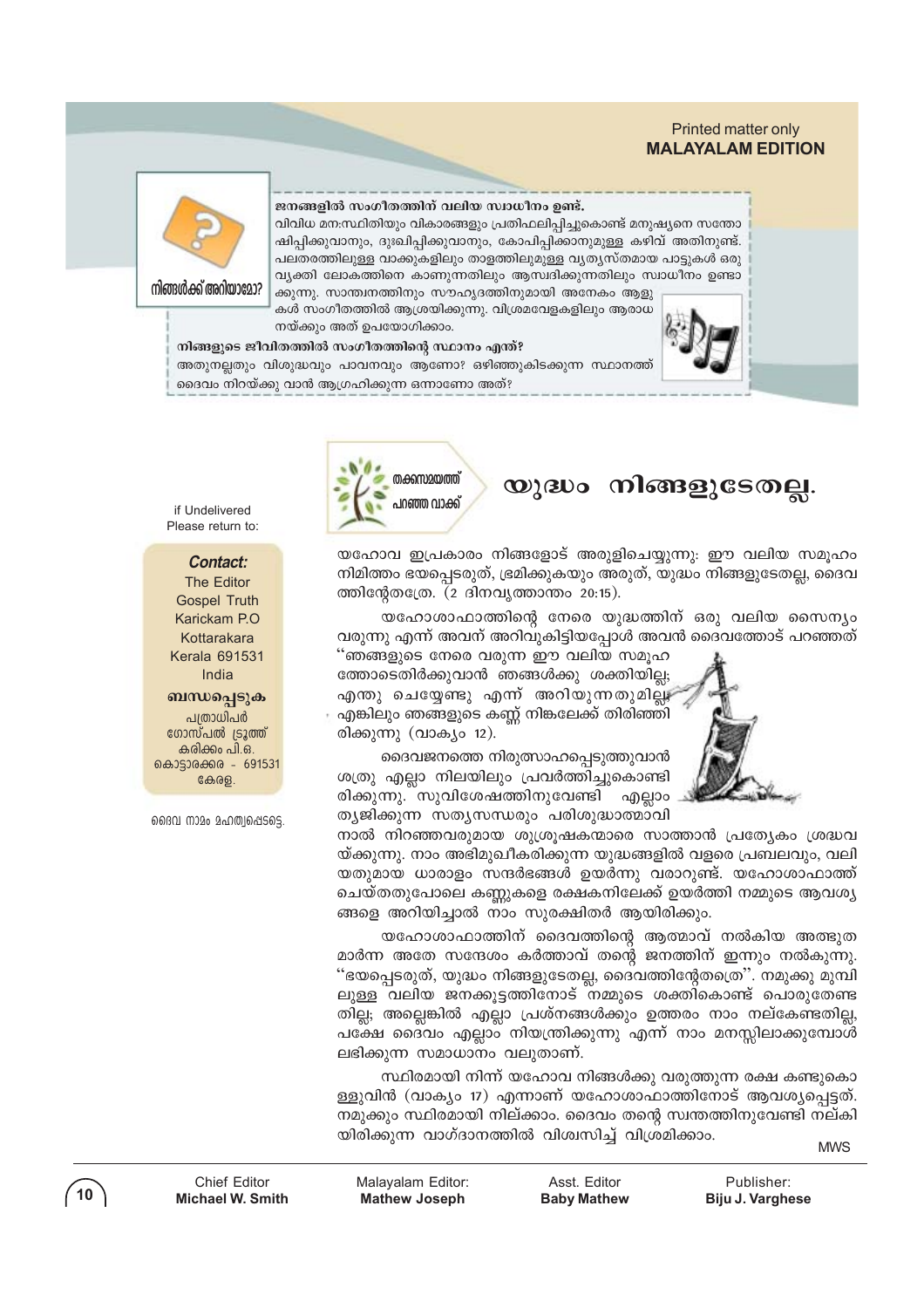Printed matter only
**MALAYALAM EDITION**

നിങ്ങൾക്ക് അറിയാമോ?

**ജനങ്ങളിൽ സംഗീതത്തിന് വലിയ സ്വാധീനം ഉണ്ട്.**

വിവിധ മനഃസ്ഥിതിയും വികാരങ്ങളും പ്രതിഫലിപ്പിച്ചുകൊണ്ട് മനുഷ്യനെ സന്തോഷിപ്പിക്കുവാനും, ദുഃഖിപ്പിക്കുവാനും, കോപിപ്പിക്കാനുമുള്ള കഴിവ് അതിനുണ്ട്. പലതരത്തിലുള്ള വാക്കുകളിലും താളത്തിലുമുള്ള വ്യത്യസ്തമായ പാട്ടുകൾ ഒരു വ്യക്തി ലോകത്തിനെ കാണുന്നതിലും ആസ്വദിക്കുന്നതിലും സ്വാധീനം ഉണ്ടാക്കുന്നു. സാന്ത്വനത്തിനും സൗഹൃദത്തിനുമായി അനേകം ആളുകൾ സംഗീതത്തിൽ ആശ്രയിക്കുന്നു. വിശ്രമവേളകളിലും ആരാധനയ്ക്കും അത് ഉപയോഗിക്കാം.

**നിങ്ങളുടെ ജീവിതത്തിൽ സംഗീതത്തിന്റെ സ്ഥാനം എന്ത്?**

അതുനല്ലതും വിശുദ്ധവും പാവനവും ആണോ? ഒഴിഞ്ഞുകിടക്കുന്ന സ്ഥാനത്ത് ദൈവം നിറയ്ക്കു വാൻ ആഗ്രഹിക്കുന്ന ഒന്നാണോ അത്?

തക്കസമയത്ത് പറഞ്ഞ വാക്ക്

# യുദ്ധം നിങ്ങളുടേതല്ല.

യഹോവ ഇപ്രകാരം നിങ്ങളോട് അരുളിച്ചെയ്യുന്നു: ഈ വലിയ സമൂഹം നിമിത്തം ഭയപ്പെടരുത്, ഭ്രമിക്കുകയും അരുത്, യുദ്ധം നിങ്ങളുടേതല്ല, ദൈവത്തിന്റേതത്രേ. (2 ദിനവൃത്താന്തം 20:15).

യഹോശാഫാത്തിന്റെ നേരെ യുദ്ധത്തിന് ഒരു വലിയ സൈന്യം വരുന്നു എന്ന് അവന് അറിവുകിട്ടിയപ്പോൾ അവൻ ദൈവത്തോട് പറഞ്ഞത് "ഞങ്ങളുടെ നേരെ വരുന്ന ഈ വലിയ സമൂഹത്തോടെതിർക്കുവാൻ ഞങ്ങൾക്കു ശക്തിയില്ല; എന്തു ചെയ്യേണ്ടു എന്ന് അറിയുന്നതുമില്ല; എങ്കിലും ഞങ്ങളുടെ കണ്ണ് നിങ്കലേക്ക് തിരിഞ്ഞിരിക്കുന്നു (വാക്യം 12).

ദൈവജനത്തെ നിരുത്സാഹപ്പെടുത്തുവാൻ ശത്രു എല്ലാ നിലയിലും പ്രവർത്തിച്ചുകൊണ്ടിരിക്കുന്നു. സുവിശേഷത്തിനുവേണ്ടി എല്ലാം ത്യജിക്കുന്ന സത്യസന്ധരും പരിശുദ്ധാത്മാവിനാൽ നിറഞ്ഞവരുമായ ശുശ്രൂഷകന്മാരെ സാത്താൻ പ്രത്യേകം ശ്രദ്ധവയ്ക്കുന്നു. നാം അഭിമുഖീകരിക്കുന്ന യുദ്ധങ്ങളിൽ വളരെ പ്രബലവും, വലിയതുമായ ധാരാളം സന്ദർഭങ്ങൾ ഉയർന്നു വരാറുണ്ട്. യഹോശാഫാത്ത് ചെയ്തതുപോലെ കണ്ണുകളെ രക്ഷകനിലേക്ക് ഉയർത്തി നമ്മുടെ ആവശ്യങ്ങളെ അറിയിച്ചാൽ നാം സുരക്ഷിതർ ആയിരിക്കും.

യഹോശാഫാത്തിന് ദൈവത്തിന്റെ ആത്മാവ് നൽകിയ അത്ഭുതമാർന്ന അതേ സന്ദേശം കർത്താവ് തന്റെ ജനത്തിന് ഇന്നും നൽകുന്നു. "ഭയപ്പെടരുത്, യുദ്ധം നിങ്ങളുടേതല്ല, ദൈവത്തിന്റേതത്രെ". നമുക്കു മുമ്പിലുള്ള വലിയ ജനക്കൂട്ടത്തിനോട് നമ്മുടെ ശക്തികൊണ്ട് പൊരുതേണ്ടതില്ല; അല്ലെങ്കിൽ എല്ലാ പ്രശ്നങ്ങൾക്കും ഉത്തരം നാം നല്കേണ്ടതില്ല, പക്ഷേ ദൈവം എല്ലാം നിയന്ത്രിക്കുന്നു എന്ന് നാം മനസ്സിലാക്കുമ്പോൾ ലഭിക്കുന്ന സമാധാനം വലുതാണ്.

സ്ഥിരമായി നിന്ന് യഹോവ നിങ്ങൾക്കു വരുത്തുന്ന രക്ഷ കണ്ടുകൊള്ളുവിൻ (വാക്യം 17) എന്നാണ് യഹോശാഫാത്തിനോട് ആവശ്യപ്പെട്ടത്. നമുക്കും സ്ഥിരമായി നില്ക്കാം. ദൈവം തന്റെ സ്വന്തത്തിനുവേണ്ടി നല്കിയിരിക്കുന്ന വാഗ്ദാനത്തിൽ വിശ്വസിച്ച് വിശ്രമിക്കാം.

MWS

if Undelivered
Please return to:

**Contact:**
The Editor
Gospel Truth
Karickam P.O
Kottarakara
Kerala 691531
India

**ബന്ധപ്പെടുക**
പത്രാധിപർ
ഗോസ്പൽ ട്രൂത്ത്
കരിക്കം പി.ഒ.
കൊട്ടാരക്കര - 691531
കേരള.

ദൈവ നാമം മഹത്വപ്പെടട്ടെ.

Chief Editor **Michael W. Smith** | Malayalam Editor: **Mathew Joseph** | Asst. Editor **Baby Mathew** | Publisher: **Biju J. Varghese**